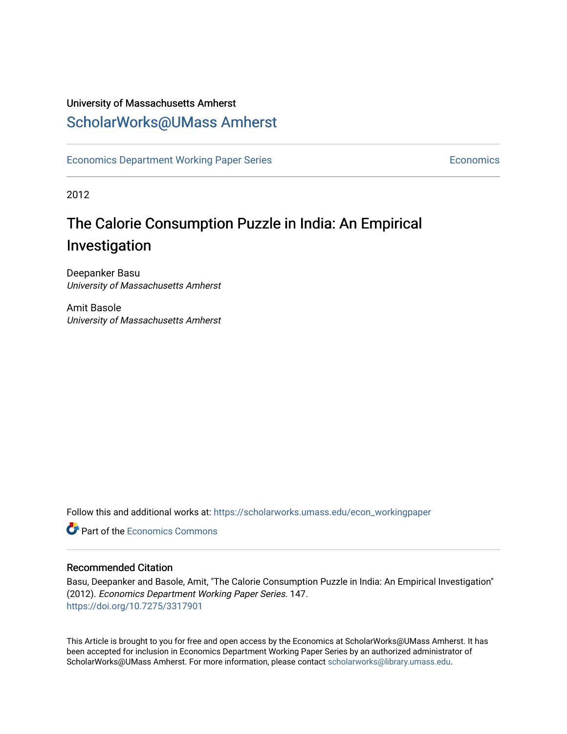University of Massachusetts Amherst

# ScholarWorks@UMass Amherst

Economics Department Working Paper Series | Economics

2012

# The Calorie Consumption Puzzle in India: An Empirical Investigation

Deepanker Basu
*University of Massachusetts Amherst*

Amit Basole
*University of Massachusetts Amherst*

Follow this and additional works at: https://scholarworks.umass.edu/econ_workingpaper

Part of the Economics Commons

## Recommended Citation

Basu, Deepanker and Basole, Amit, "The Calorie Consumption Puzzle in India: An Empirical Investigation" (2012). *Economics Department Working Paper Series*. 147.
https://doi.org/10.7275/3317901

This Article is brought to you for free and open access by the Economics at ScholarWorks@UMass Amherst. It has been accepted for inclusion in Economics Department Working Paper Series by an authorized administrator of ScholarWorks@UMass Amherst. For more information, please contact scholarworks@library.umass.edu.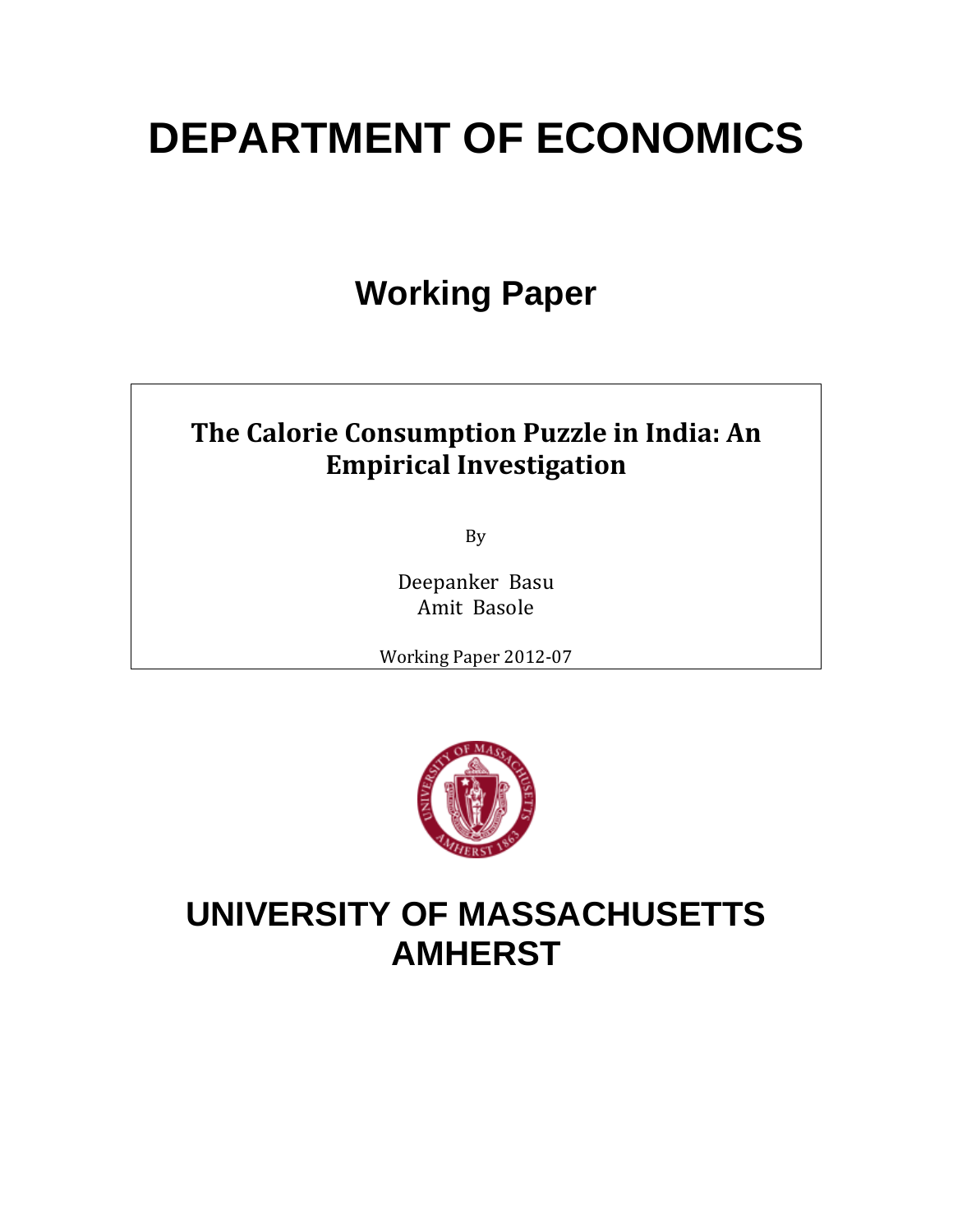# DEPARTMENT OF ECONOMICS

## Working Paper

### The Calorie Consumption Puzzle in India: An Empirical Investigation

By

Deepanker Basu
Amit Basole

Working Paper 2012-07

# UNIVERSITY OF MASSACHUSETTS AMHERST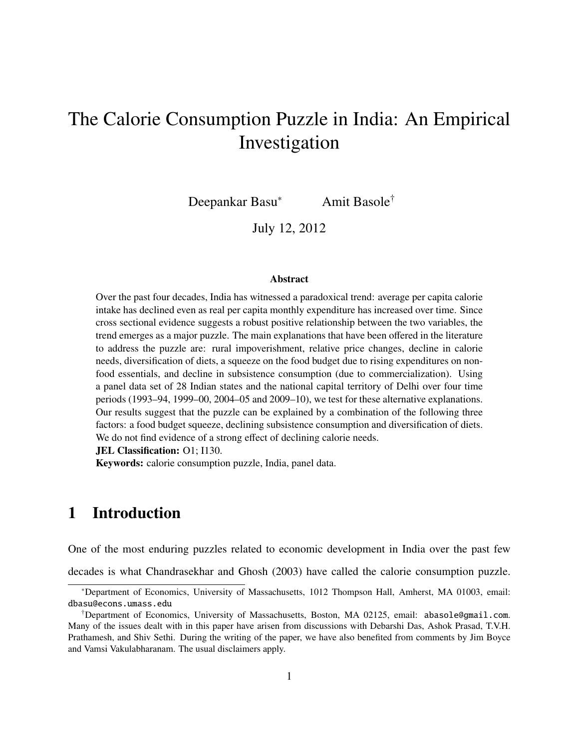# The Calorie Consumption Puzzle in India: An Empirical Investigation

Deepankar Basu[*] Amit Basole[†]

July 12, 2012

### Abstract

Over the past four decades, India has witnessed a paradoxical trend: average per capita calorie intake has declined even as real per capita monthly expenditure has increased over time. Since cross sectional evidence suggests a robust positive relationship between the two variables, the trend emerges as a major puzzle. The main explanations that have been offered in the literature to address the puzzle are: rural impoverishment, relative price changes, decline in calorie needs, diversification of diets, a squeeze on the food budget due to rising expenditures on non-food essentials, and decline in subsistence consumption (due to commercialization). Using a panel data set of 28 Indian states and the national capital territory of Delhi over four time periods (1993–94, 1999–00, 2004–05 and 2009–10), we test for these alternative explanations. Our results suggest that the puzzle can be explained by a combination of the following three factors: a food budget squeeze, declining subsistence consumption and diversification of diets. We do not find evidence of a strong effect of declining calorie needs.

**JEL Classification:** O1; I130.

**Keywords:** calorie consumption puzzle, India, panel data.

## 1 Introduction

One of the most enduring puzzles related to economic development in India over the past few decades is what Chandrasekhar and Ghosh (2003) have called the calorie consumption puzzle.

[*]Department of Economics, University of Massachusetts, 1012 Thompson Hall, Amherst, MA 01003, email: dbasu@econs.umass.edu

[†]Department of Economics, University of Massachusetts, Boston, MA 02125, email: abasole@gmail.com. Many of the issues dealt with in this paper have arisen from discussions with Debarshi Das, Ashok Prasad, T.V.H. Prathamesh, and Shiv Sethi. During the writing of the paper, we have also benefited from comments by Jim Boyce and Vamsi Vakulabharanam. The usual disclaimers apply.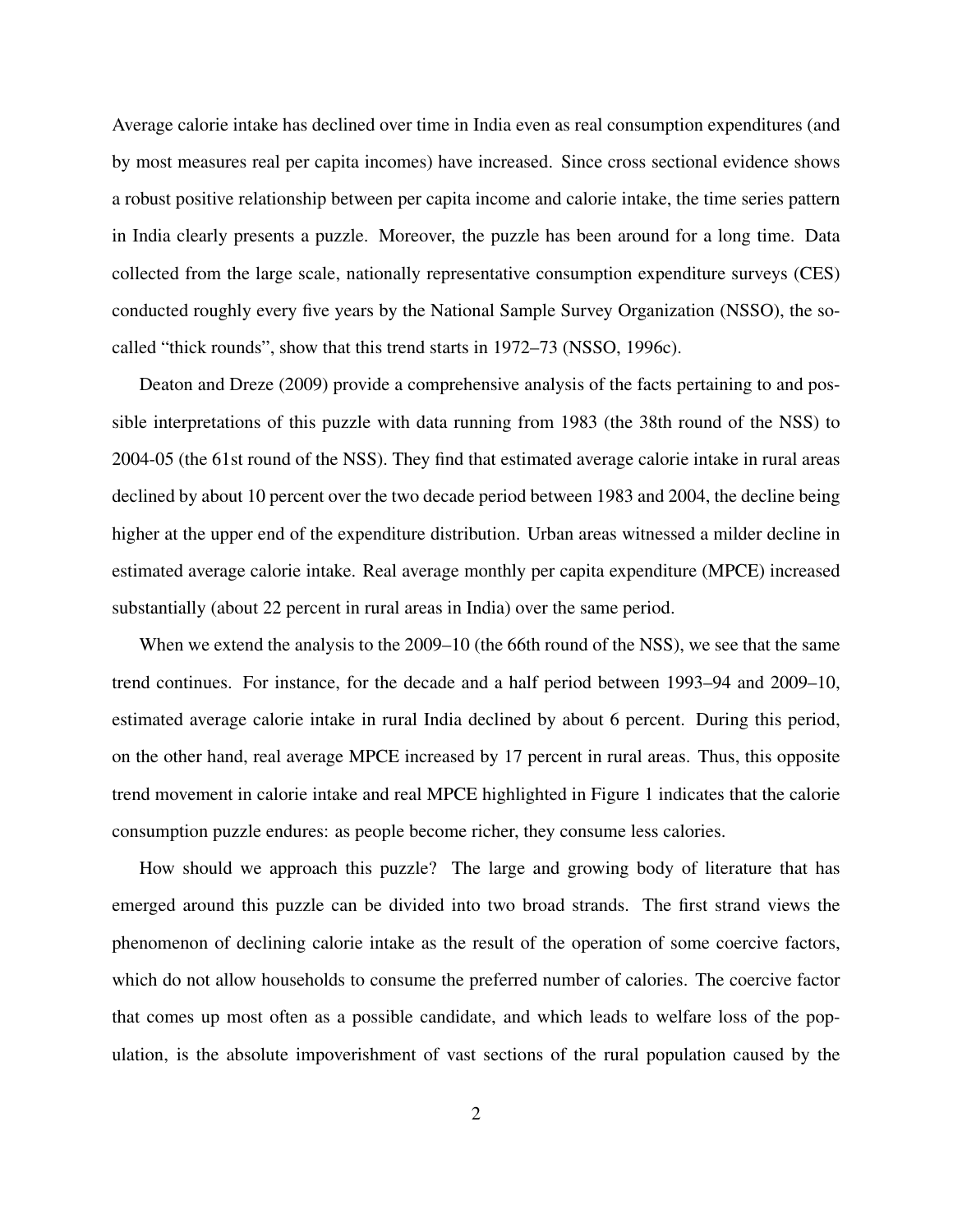Average calorie intake has declined over time in India even as real consumption expenditures (and by most measures real per capita incomes) have increased. Since cross sectional evidence shows a robust positive relationship between per capita income and calorie intake, the time series pattern in India clearly presents a puzzle. Moreover, the puzzle has been around for a long time. Data collected from the large scale, nationally representative consumption expenditure surveys (CES) conducted roughly every five years by the National Sample Survey Organization (NSSO), the so-called "thick rounds", show that this trend starts in 1972–73 (NSSO, 1996c).

Deaton and Dreze (2009) provide a comprehensive analysis of the facts pertaining to and possible interpretations of this puzzle with data running from 1983 (the 38th round of the NSS) to 2004-05 (the 61st round of the NSS). They find that estimated average calorie intake in rural areas declined by about 10 percent over the two decade period between 1983 and 2004, the decline being higher at the upper end of the expenditure distribution. Urban areas witnessed a milder decline in estimated average calorie intake. Real average monthly per capita expenditure (MPCE) increased substantially (about 22 percent in rural areas in India) over the same period.

When we extend the analysis to the 2009–10 (the 66th round of the NSS), we see that the same trend continues. For instance, for the decade and a half period between 1993–94 and 2009–10, estimated average calorie intake in rural India declined by about 6 percent. During this period, on the other hand, real average MPCE increased by 17 percent in rural areas. Thus, this opposite trend movement in calorie intake and real MPCE highlighted in Figure 1 indicates that the calorie consumption puzzle endures: as people become richer, they consume less calories.

How should we approach this puzzle? The large and growing body of literature that has emerged around this puzzle can be divided into two broad strands. The first strand views the phenomenon of declining calorie intake as the result of the operation of some coercive factors, which do not allow households to consume the preferred number of calories. The coercive factor that comes up most often as a possible candidate, and which leads to welfare loss of the population, is the absolute impoverishment of vast sections of the rural population caused by the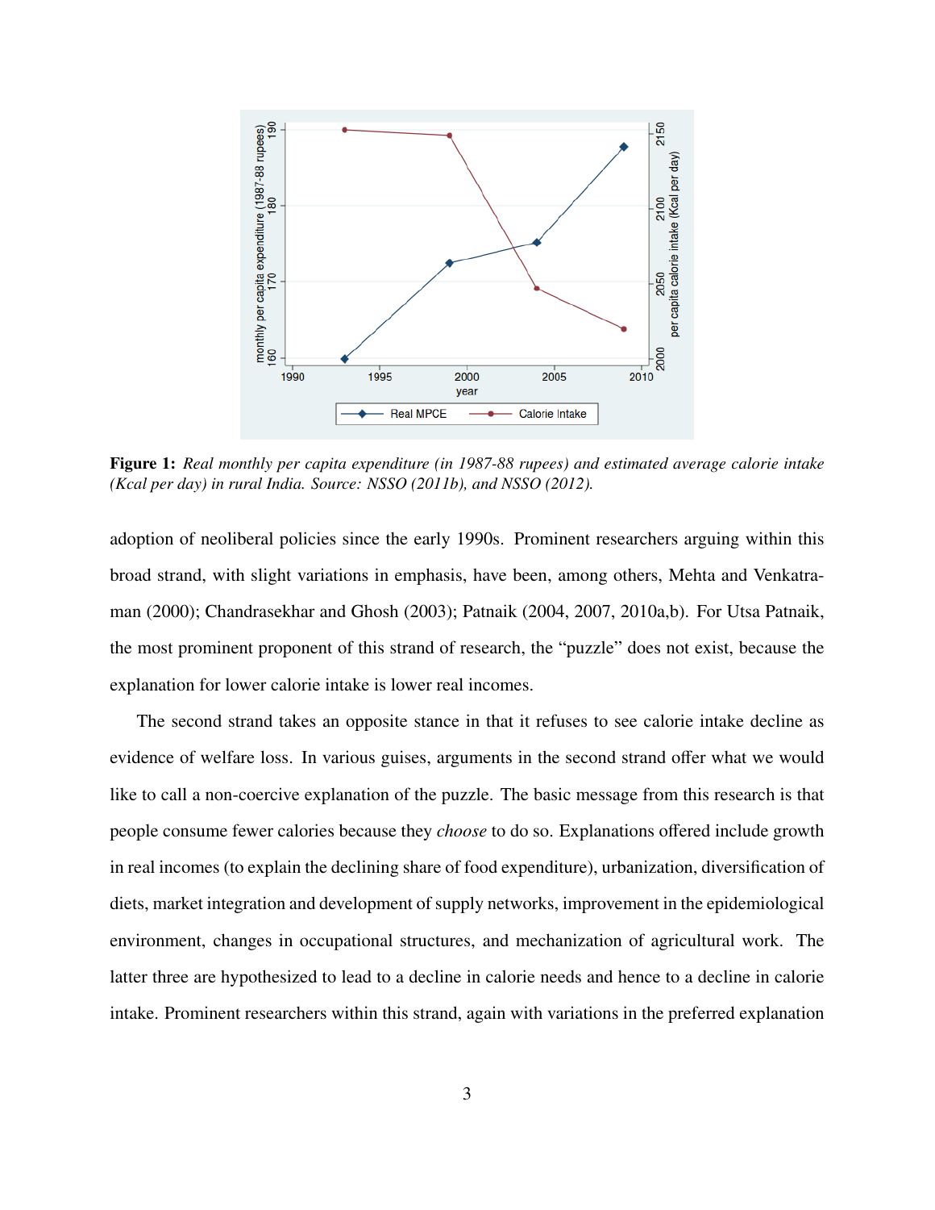**Figure 1:** *Real monthly per capita expenditure (in 1987-88 rupees) and estimated average calorie intake (Kcal per day) in rural India. Source: NSSO (2011b), and NSSO (2012).*

adoption of neoliberal policies since the early 1990s. Prominent researchers arguing within this broad strand, with slight variations in emphasis, have been, among others, Mehta and Venkatraman (2000); Chandrasekhar and Ghosh (2003); Patnaik (2004, 2007, 2010a,b). For Utsa Patnaik, the most prominent proponent of this strand of research, the "puzzle" does not exist, because the explanation for lower calorie intake is lower real incomes.

The second strand takes an opposite stance in that it refuses to see calorie intake decline as evidence of welfare loss. In various guises, arguments in the second strand offer what we would like to call a non-coercive explanation of the puzzle. The basic message from this research is that people consume fewer calories because they *choose* to do so. Explanations offered include growth in real incomes (to explain the declining share of food expenditure), urbanization, diversification of diets, market integration and development of supply networks, improvement in the epidemiological environment, changes in occupational structures, and mechanization of agricultural work. The latter three are hypothesized to lead to a decline in calorie needs and hence to a decline in calorie intake. Prominent researchers within this strand, again with variations in the preferred explanation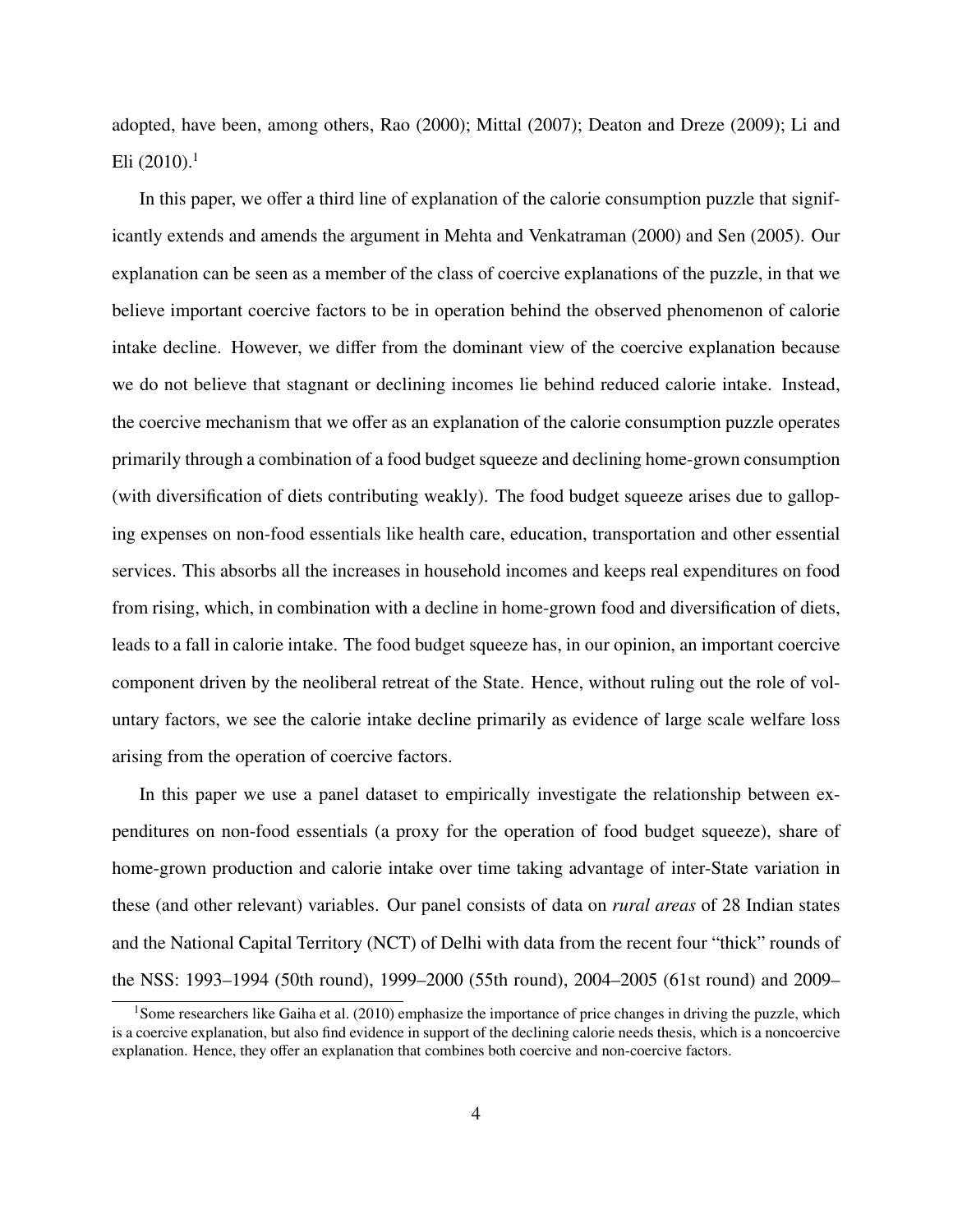adopted, have been, among others, Rao (2000); Mittal (2007); Deaton and Dreze (2009); Li and Eli (2010).[1]

In this paper, we offer a third line of explanation of the calorie consumption puzzle that significantly extends and amends the argument in Mehta and Venkatraman (2000) and Sen (2005). Our explanation can be seen as a member of the class of coercive explanations of the puzzle, in that we believe important coercive factors to be in operation behind the observed phenomenon of calorie intake decline. However, we differ from the dominant view of the coercive explanation because we do not believe that stagnant or declining incomes lie behind reduced calorie intake. Instead, the coercive mechanism that we offer as an explanation of the calorie consumption puzzle operates primarily through a combination of a food budget squeeze and declining home-grown consumption (with diversification of diets contributing weakly). The food budget squeeze arises due to galloping expenses on non-food essentials like health care, education, transportation and other essential services. This absorbs all the increases in household incomes and keeps real expenditures on food from rising, which, in combination with a decline in home-grown food and diversification of diets, leads to a fall in calorie intake. The food budget squeeze has, in our opinion, an important coercive component driven by the neoliberal retreat of the State. Hence, without ruling out the role of voluntary factors, we see the calorie intake decline primarily as evidence of large scale welfare loss arising from the operation of coercive factors.

In this paper we use a panel dataset to empirically investigate the relationship between expenditures on non-food essentials (a proxy for the operation of food budget squeeze), share of home-grown production and calorie intake over time taking advantage of inter-State variation in these (and other relevant) variables. Our panel consists of data on *rural areas* of 28 Indian states and the National Capital Territory (NCT) of Delhi with data from the recent four "thick" rounds of the NSS: 1993–1994 (50th round), 1999–2000 (55th round), 2004–2005 (61st round) and 2009–

[1] Some researchers like Gaiha et al. (2010) emphasize the importance of price changes in driving the puzzle, which is a coercive explanation, but also find evidence in support of the declining calorie needs thesis, which is a noncoercive explanation. Hence, they offer an explanation that combines both coercive and non-coercive factors.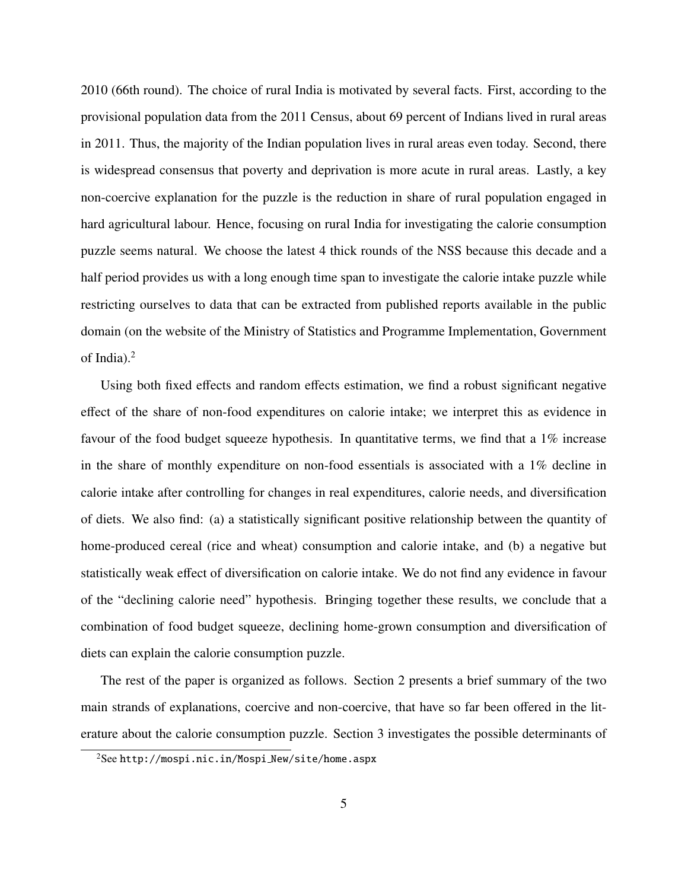2010 (66th round). The choice of rural India is motivated by several facts. First, according to the provisional population data from the 2011 Census, about 69 percent of Indians lived in rural areas in 2011. Thus, the majority of the Indian population lives in rural areas even today. Second, there is widespread consensus that poverty and deprivation is more acute in rural areas. Lastly, a key non-coercive explanation for the puzzle is the reduction in share of rural population engaged in hard agricultural labour. Hence, focusing on rural India for investigating the calorie consumption puzzle seems natural. We choose the latest 4 thick rounds of the NSS because this decade and a half period provides us with a long enough time span to investigate the calorie intake puzzle while restricting ourselves to data that can be extracted from published reports available in the public domain (on the website of the Ministry of Statistics and Programme Implementation, Government of India).[2]

Using both fixed effects and random effects estimation, we find a robust significant negative effect of the share of non-food expenditures on calorie intake; we interpret this as evidence in favour of the food budget squeeze hypothesis. In quantitative terms, we find that a 1% increase in the share of monthly expenditure on non-food essentials is associated with a 1% decline in calorie intake after controlling for changes in real expenditures, calorie needs, and diversification of diets. We also find: (a) a statistically significant positive relationship between the quantity of home-produced cereal (rice and wheat) consumption and calorie intake, and (b) a negative but statistically weak effect of diversification on calorie intake. We do not find any evidence in favour of the "declining calorie need" hypothesis. Bringing together these results, we conclude that a combination of food budget squeeze, declining home-grown consumption and diversification of diets can explain the calorie consumption puzzle.

The rest of the paper is organized as follows. Section 2 presents a brief summary of the two main strands of explanations, coercive and non-coercive, that have so far been offered in the literature about the calorie consumption puzzle. Section 3 investigates the possible determinants of

[2] See http://mospi.nic.in/Mospi_New/site/home.aspx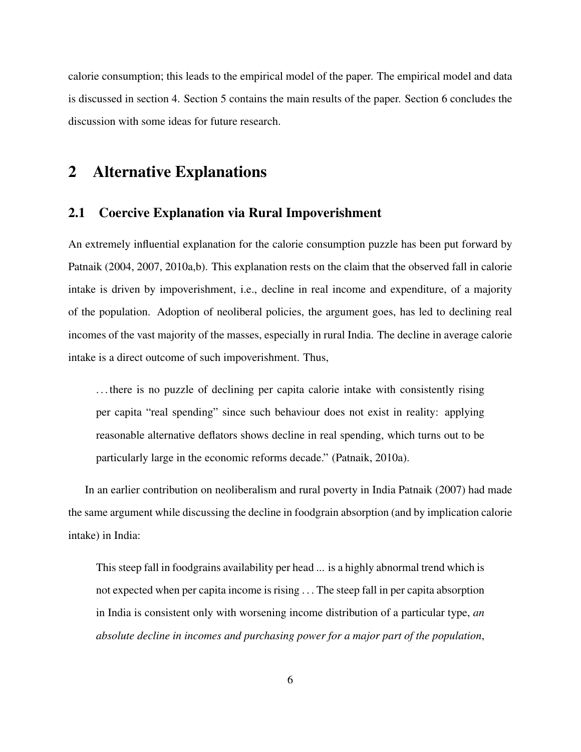calorie consumption; this leads to the empirical model of the paper. The empirical model and data is discussed in section 4. Section 5 contains the main results of the paper. Section 6 concludes the discussion with some ideas for future research.

# 2 Alternative Explanations

## 2.1 Coercive Explanation via Rural Impoverishment

An extremely influential explanation for the calorie consumption puzzle has been put forward by Patnaik (2004, 2007, 2010a,b). This explanation rests on the claim that the observed fall in calorie intake is driven by impoverishment, i.e., decline in real income and expenditure, of a majority of the population. Adoption of neoliberal policies, the argument goes, has led to declining real incomes of the vast majority of the masses, especially in rural India. The decline in average calorie intake is a direct outcome of such impoverishment. Thus,

> ... there is no puzzle of declining per capita calorie intake with consistently rising per capita "real spending" since such behaviour does not exist in reality: applying reasonable alternative deflators shows decline in real spending, which turns out to be particularly large in the economic reforms decade." (Patnaik, 2010a).

In an earlier contribution on neoliberalism and rural poverty in India Patnaik (2007) had made the same argument while discussing the decline in foodgrain absorption (and by implication calorie intake) in India:

> This steep fall in foodgrains availability per head ... is a highly abnormal trend which is not expected when per capita income is rising ... The steep fall in per capita absorption in India is consistent only with worsening income distribution of a particular type, *an absolute decline in incomes and purchasing power for a major part of the population*,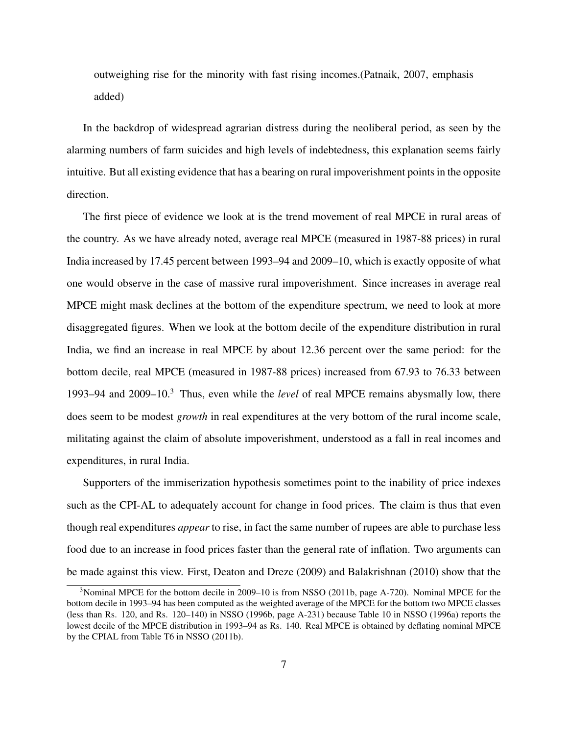outweighing rise for the minority with fast rising incomes.(Patnaik, 2007, emphasis added)

In the backdrop of widespread agrarian distress during the neoliberal period, as seen by the alarming numbers of farm suicides and high levels of indebtedness, this explanation seems fairly intuitive. But all existing evidence that has a bearing on rural impoverishment points in the opposite direction.

The first piece of evidence we look at is the trend movement of real MPCE in rural areas of the country. As we have already noted, average real MPCE (measured in 1987-88 prices) in rural India increased by 17.45 percent between 1993–94 and 2009–10, which is exactly opposite of what one would observe in the case of massive rural impoverishment. Since increases in average real MPCE might mask declines at the bottom of the expenditure spectrum, we need to look at more disaggregated figures. When we look at the bottom decile of the expenditure distribution in rural India, we find an increase in real MPCE by about 12.36 percent over the same period: for the bottom decile, real MPCE (measured in 1987-88 prices) increased from 67.93 to 76.33 between 1993–94 and 2009–10.[3] Thus, even while the *level* of real MPCE remains abysmally low, there does seem to be modest *growth* in real expenditures at the very bottom of the rural income scale, militating against the claim of absolute impoverishment, understood as a fall in real incomes and expenditures, in rural India.

Supporters of the immiserization hypothesis sometimes point to the inability of price indexes such as the CPI-AL to adequately account for change in food prices. The claim is thus that even though real expenditures *appear* to rise, in fact the same number of rupees are able to purchase less food due to an increase in food prices faster than the general rate of inflation. Two arguments can be made against this view. First, Deaton and Dreze (2009) and Balakrishnan (2010) show that the

[3]Nominal MPCE for the bottom decile in 2009–10 is from NSSO (2011b, page A-720). Nominal MPCE for the bottom decile in 1993–94 has been computed as the weighted average of the MPCE for the bottom two MPCE classes (less than Rs. 120, and Rs. 120–140) in NSSO (1996b, page A-231) because Table 10 in NSSO (1996a) reports the lowest decile of the MPCE distribution in 1993–94 as Rs. 140. Real MPCE is obtained by deflating nominal MPCE by the CPIAL from Table T6 in NSSO (2011b).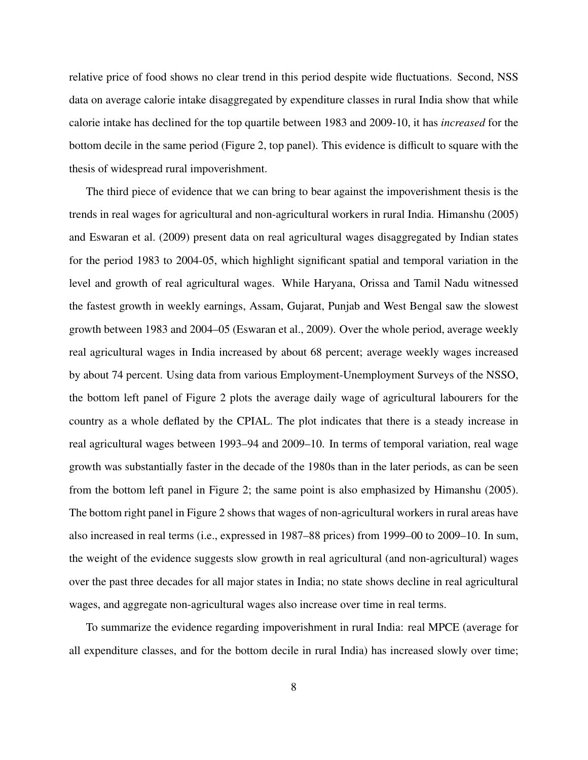relative price of food shows no clear trend in this period despite wide fluctuations. Second, NSS data on average calorie intake disaggregated by expenditure classes in rural India show that while calorie intake has declined for the top quartile between 1983 and 2009-10, it has *increased* for the bottom decile in the same period (Figure 2, top panel). This evidence is difficult to square with the thesis of widespread rural impoverishment.

The third piece of evidence that we can bring to bear against the impoverishment thesis is the trends in real wages for agricultural and non-agricultural workers in rural India. Himanshu (2005) and Eswaran et al. (2009) present data on real agricultural wages disaggregated by Indian states for the period 1983 to 2004-05, which highlight significant spatial and temporal variation in the level and growth of real agricultural wages. While Haryana, Orissa and Tamil Nadu witnessed the fastest growth in weekly earnings, Assam, Gujarat, Punjab and West Bengal saw the slowest growth between 1983 and 2004–05 (Eswaran et al., 2009). Over the whole period, average weekly real agricultural wages in India increased by about 68 percent; average weekly wages increased by about 74 percent. Using data from various Employment-Unemployment Surveys of the NSSO, the bottom left panel of Figure 2 plots the average daily wage of agricultural labourers for the country as a whole deflated by the CPIAL. The plot indicates that there is a steady increase in real agricultural wages between 1993–94 and 2009–10. In terms of temporal variation, real wage growth was substantially faster in the decade of the 1980s than in the later periods, as can be seen from the bottom left panel in Figure 2; the same point is also emphasized by Himanshu (2005). The bottom right panel in Figure 2 shows that wages of non-agricultural workers in rural areas have also increased in real terms (i.e., expressed in 1987–88 prices) from 1999–00 to 2009–10. In sum, the weight of the evidence suggests slow growth in real agricultural (and non-agricultural) wages over the past three decades for all major states in India; no state shows decline in real agricultural wages, and aggregate non-agricultural wages also increase over time in real terms.

To summarize the evidence regarding impoverishment in rural India: real MPCE (average for all expenditure classes, and for the bottom decile in rural India) has increased slowly over time;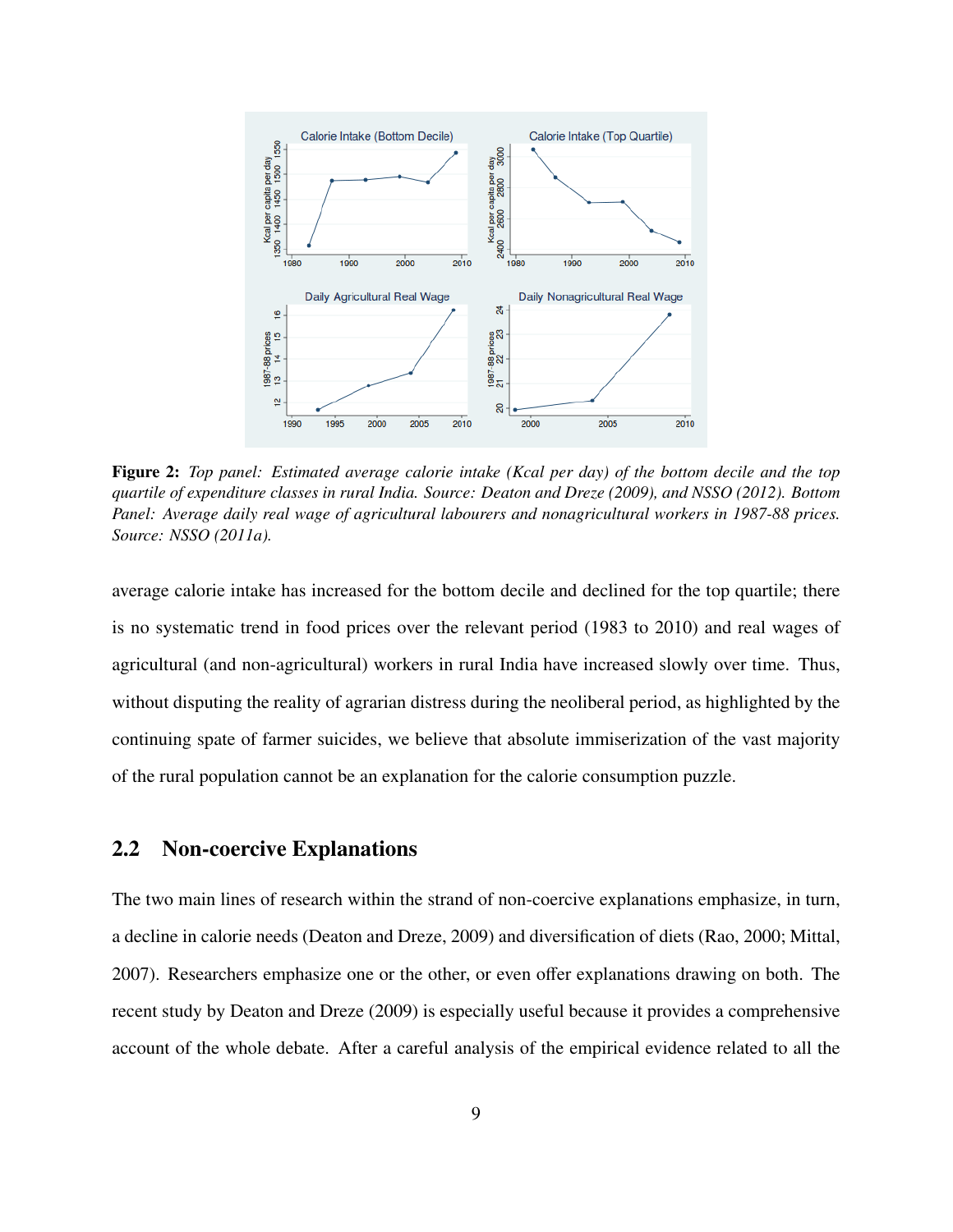**Figure 2:** *Top panel: Estimated average calorie intake (Kcal per day) of the bottom decile and the top quartile of expenditure classes in rural India. Source: Deaton and Dreze (2009), and NSSO (2012). Bottom Panel: Average daily real wage of agricultural labourers and nonagricultural workers in 1987-88 prices. Source: NSSO (2011a).*

average calorie intake has increased for the bottom decile and declined for the top quartile; there is no systematic trend in food prices over the relevant period (1983 to 2010) and real wages of agricultural (and non-agricultural) workers in rural India have increased slowly over time. Thus, without disputing the reality of agrarian distress during the neoliberal period, as highlighted by the continuing spate of farmer suicides, we believe that absolute immiserization of the vast majority of the rural population cannot be an explanation for the calorie consumption puzzle.

## 2.2 Non-coercive Explanations

The two main lines of research within the strand of non-coercive explanations emphasize, in turn, a decline in calorie needs (Deaton and Dreze, 2009) and diversification of diets (Rao, 2000; Mittal, 2007). Researchers emphasize one or the other, or even offer explanations drawing on both. The recent study by Deaton and Dreze (2009) is especially useful because it provides a comprehensive account of the whole debate. After a careful analysis of the empirical evidence related to all the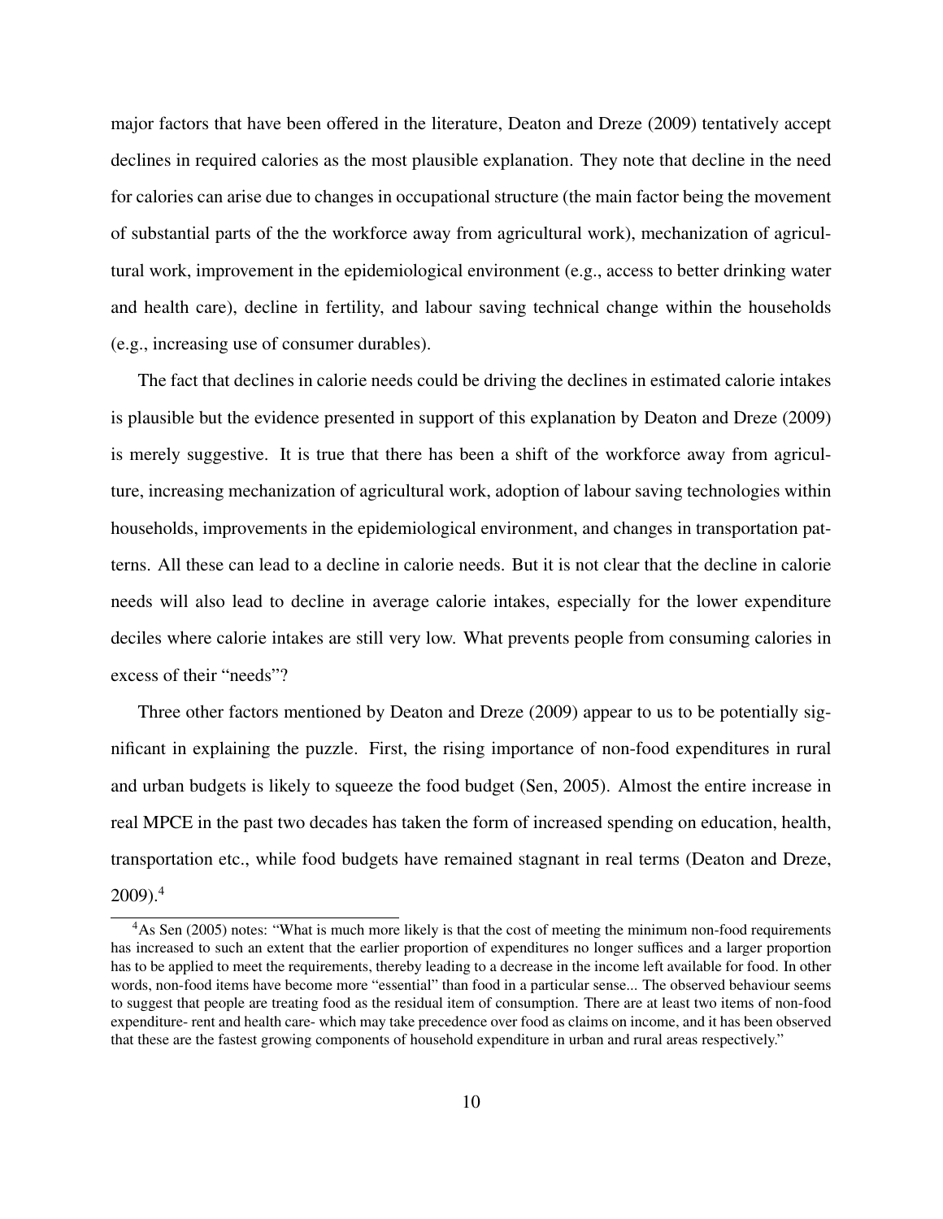major factors that have been offered in the literature, Deaton and Dreze (2009) tentatively accept declines in required calories as the most plausible explanation. They note that decline in the need for calories can arise due to changes in occupational structure (the main factor being the movement of substantial parts of the the workforce away from agricultural work), mechanization of agricultural work, improvement in the epidemiological environment (e.g., access to better drinking water and health care), decline in fertility, and labour saving technical change within the households (e.g., increasing use of consumer durables).

The fact that declines in calorie needs could be driving the declines in estimated calorie intakes is plausible but the evidence presented in support of this explanation by Deaton and Dreze (2009) is merely suggestive. It is true that there has been a shift of the workforce away from agriculture, increasing mechanization of agricultural work, adoption of labour saving technologies within households, improvements in the epidemiological environment, and changes in transportation patterns. All these can lead to a decline in calorie needs. But it is not clear that the decline in calorie needs will also lead to decline in average calorie intakes, especially for the lower expenditure deciles where calorie intakes are still very low. What prevents people from consuming calories in excess of their "needs"?

Three other factors mentioned by Deaton and Dreze (2009) appear to us to be potentially significant in explaining the puzzle. First, the rising importance of non-food expenditures in rural and urban budgets is likely to squeeze the food budget (Sen, 2005). Almost the entire increase in real MPCE in the past two decades has taken the form of increased spending on education, health, transportation etc., while food budgets have remained stagnant in real terms (Deaton and Dreze, 2009).[4]

[4] As Sen (2005) notes: "What is much more likely is that the cost of meeting the minimum non-food requirements has increased to such an extent that the earlier proportion of expenditures no longer suffices and a larger proportion has to be applied to meet the requirements, thereby leading to a decrease in the income left available for food. In other words, non-food items have become more "essential" than food in a particular sense... The observed behaviour seems to suggest that people are treating food as the residual item of consumption. There are at least two items of non-food expenditure- rent and health care- which may take precedence over food as claims on income, and it has been observed that these are the fastest growing components of household expenditure in urban and rural areas respectively."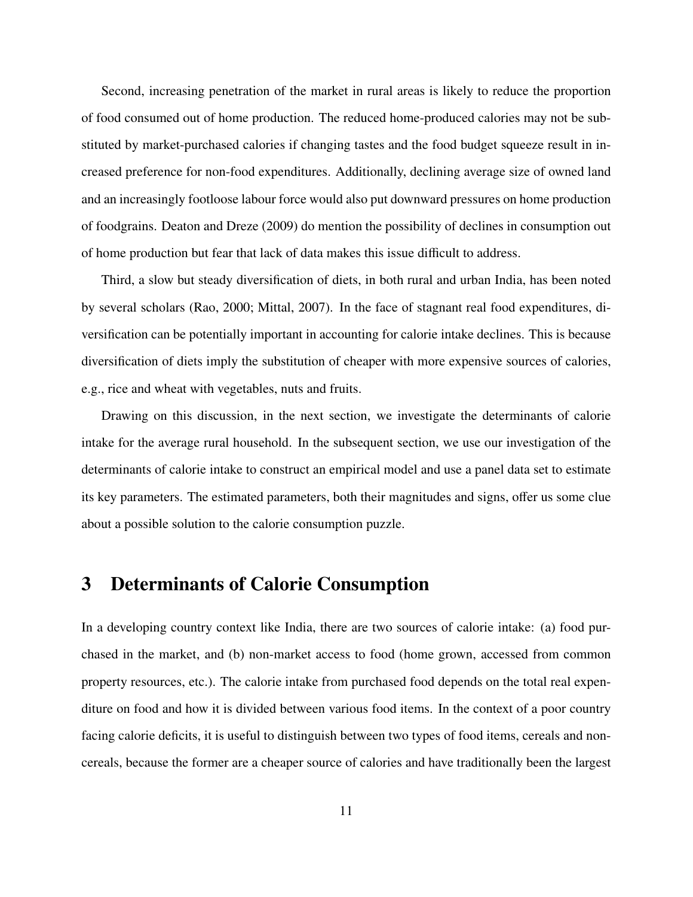Second, increasing penetration of the market in rural areas is likely to reduce the proportion of food consumed out of home production. The reduced home-produced calories may not be substituted by market-purchased calories if changing tastes and the food budget squeeze result in increased preference for non-food expenditures. Additionally, declining average size of owned land and an increasingly footloose labour force would also put downward pressures on home production of foodgrains. Deaton and Dreze (2009) do mention the possibility of declines in consumption out of home production but fear that lack of data makes this issue difficult to address.

Third, a slow but steady diversification of diets, in both rural and urban India, has been noted by several scholars (Rao, 2000; Mittal, 2007). In the face of stagnant real food expenditures, diversification can be potentially important in accounting for calorie intake declines. This is because diversification of diets imply the substitution of cheaper with more expensive sources of calories, e.g., rice and wheat with vegetables, nuts and fruits.

Drawing on this discussion, in the next section, we investigate the determinants of calorie intake for the average rural household. In the subsequent section, we use our investigation of the determinants of calorie intake to construct an empirical model and use a panel data set to estimate its key parameters. The estimated parameters, both their magnitudes and signs, offer us some clue about a possible solution to the calorie consumption puzzle.

# 3 Determinants of Calorie Consumption

In a developing country context like India, there are two sources of calorie intake: (a) food purchased in the market, and (b) non-market access to food (home grown, accessed from common property resources, etc.). The calorie intake from purchased food depends on the total real expenditure on food and how it is divided between various food items. In the context of a poor country facing calorie deficits, it is useful to distinguish between two types of food items, cereals and non-cereals, because the former are a cheaper source of calories and have traditionally been the largest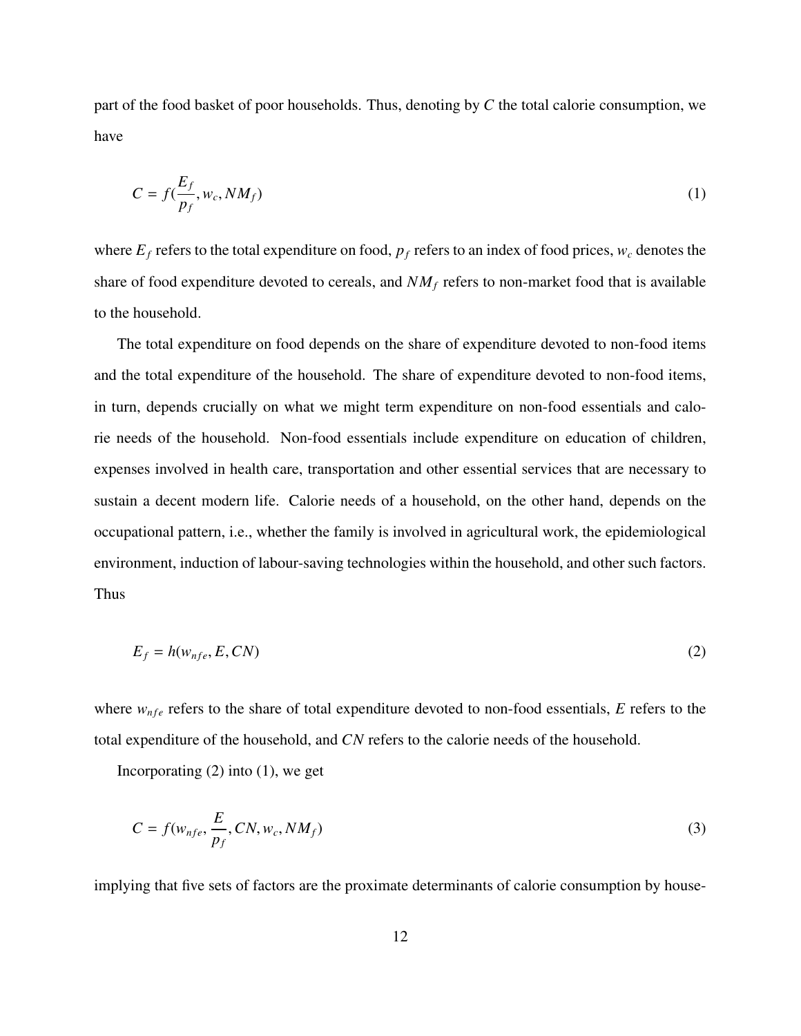part of the food basket of poor households. Thus, denoting by $C$ the total calorie consumption, we have

$$C = f(\frac{E_f}{p_f}, w_c, NM_f) \tag{1}$$

where $E_f$ refers to the total expenditure on food, $p_f$ refers to an index of food prices, $w_c$ denotes the share of food expenditure devoted to cereals, and $NM_f$ refers to non-market food that is available to the household.

The total expenditure on food depends on the share of expenditure devoted to non-food items and the total expenditure of the household. The share of expenditure devoted to non-food items, in turn, depends crucially on what we might term expenditure on non-food essentials and calorie needs of the household. Non-food essentials include expenditure on education of children, expenses involved in health care, transportation and other essential services that are necessary to sustain a decent modern life. Calorie needs of a household, on the other hand, depends on the occupational pattern, i.e., whether the family is involved in agricultural work, the epidemiological environment, induction of labour-saving technologies within the household, and other such factors. Thus

$$E_f = h(w_{nfe}, E, CN) \tag{2}$$

where $w_{nfe}$ refers to the share of total expenditure devoted to non-food essentials, $E$ refers to the total expenditure of the household, and $CN$ refers to the calorie needs of the household.

Incorporating (2) into (1), we get

$$C = f(w_{nfe}, \frac{E}{p_f}, CN, w_c, NM_f) \tag{3}$$

implying that five sets of factors are the proximate determinants of calorie consumption by house-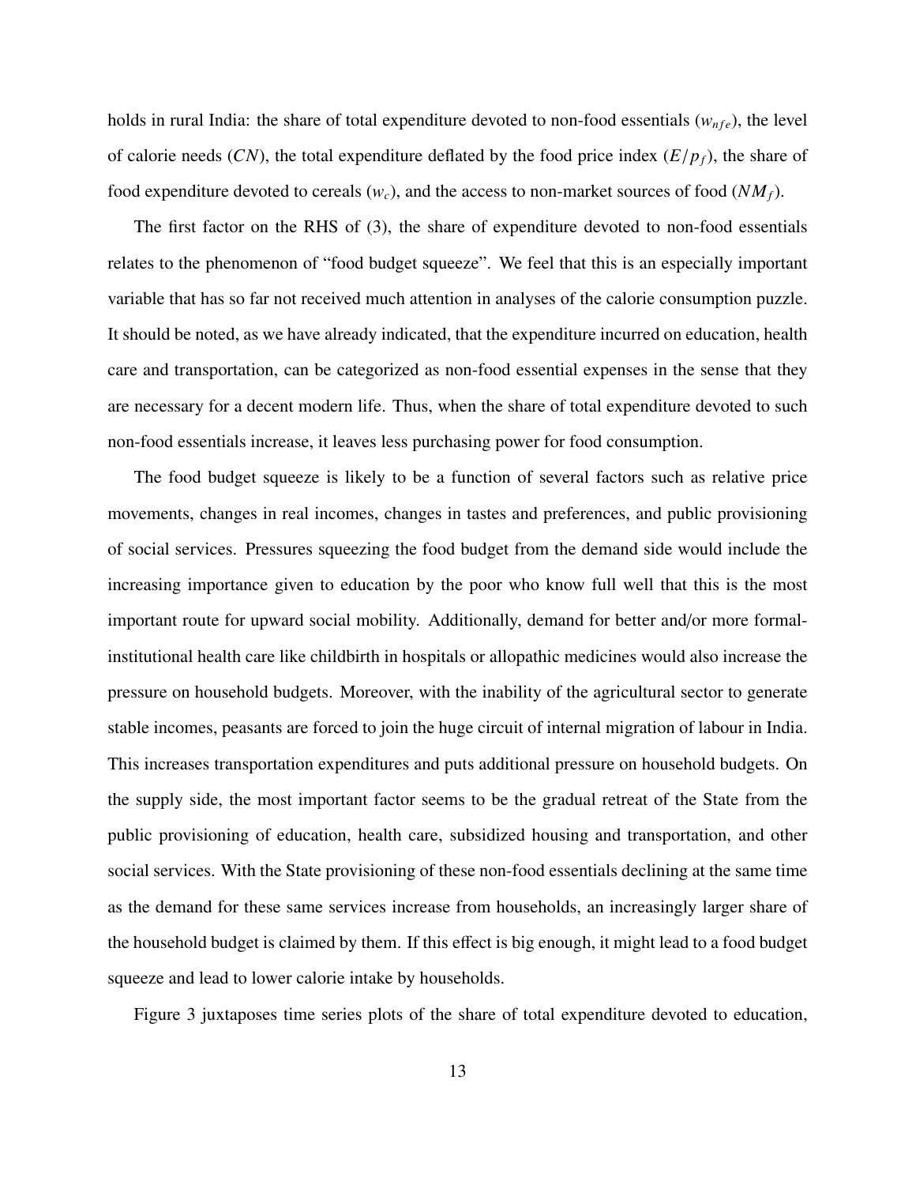holds in rural India: the share of total expenditure devoted to non-food essentials ($w_{nfe}$), the level of calorie needs ($CN$), the total expenditure deflated by the food price index ($E/p_f$), the share of food expenditure devoted to cereals ($w_c$), and the access to non-market sources of food ($NM_f$).

The first factor on the RHS of (3), the share of expenditure devoted to non-food essentials relates to the phenomenon of "food budget squeeze". We feel that this is an especially important variable that has so far not received much attention in analyses of the calorie consumption puzzle. It should be noted, as we have already indicated, that the expenditure incurred on education, health care and transportation, can be categorized as non-food essential expenses in the sense that they are necessary for a decent modern life. Thus, when the share of total expenditure devoted to such non-food essentials increase, it leaves less purchasing power for food consumption.

The food budget squeeze is likely to be a function of several factors such as relative price movements, changes in real incomes, changes in tastes and preferences, and public provisioning of social services. Pressures squeezing the food budget from the demand side would include the increasing importance given to education by the poor who know full well that this is the most important route for upward social mobility. Additionally, demand for better and/or more formal-institutional health care like childbirth in hospitals or allopathic medicines would also increase the pressure on household budgets. Moreover, with the inability of the agricultural sector to generate stable incomes, peasants are forced to join the huge circuit of internal migration of labour in India. This increases transportation expenditures and puts additional pressure on household budgets. On the supply side, the most important factor seems to be the gradual retreat of the State from the public provisioning of education, health care, subsidized housing and transportation, and other social services. With the State provisioning of these non-food essentials declining at the same time as the demand for these same services increase from households, an increasingly larger share of the household budget is claimed by them. If this effect is big enough, it might lead to a food budget squeeze and lead to lower calorie intake by households.

Figure 3 juxtaposes time series plots of the share of total expenditure devoted to education,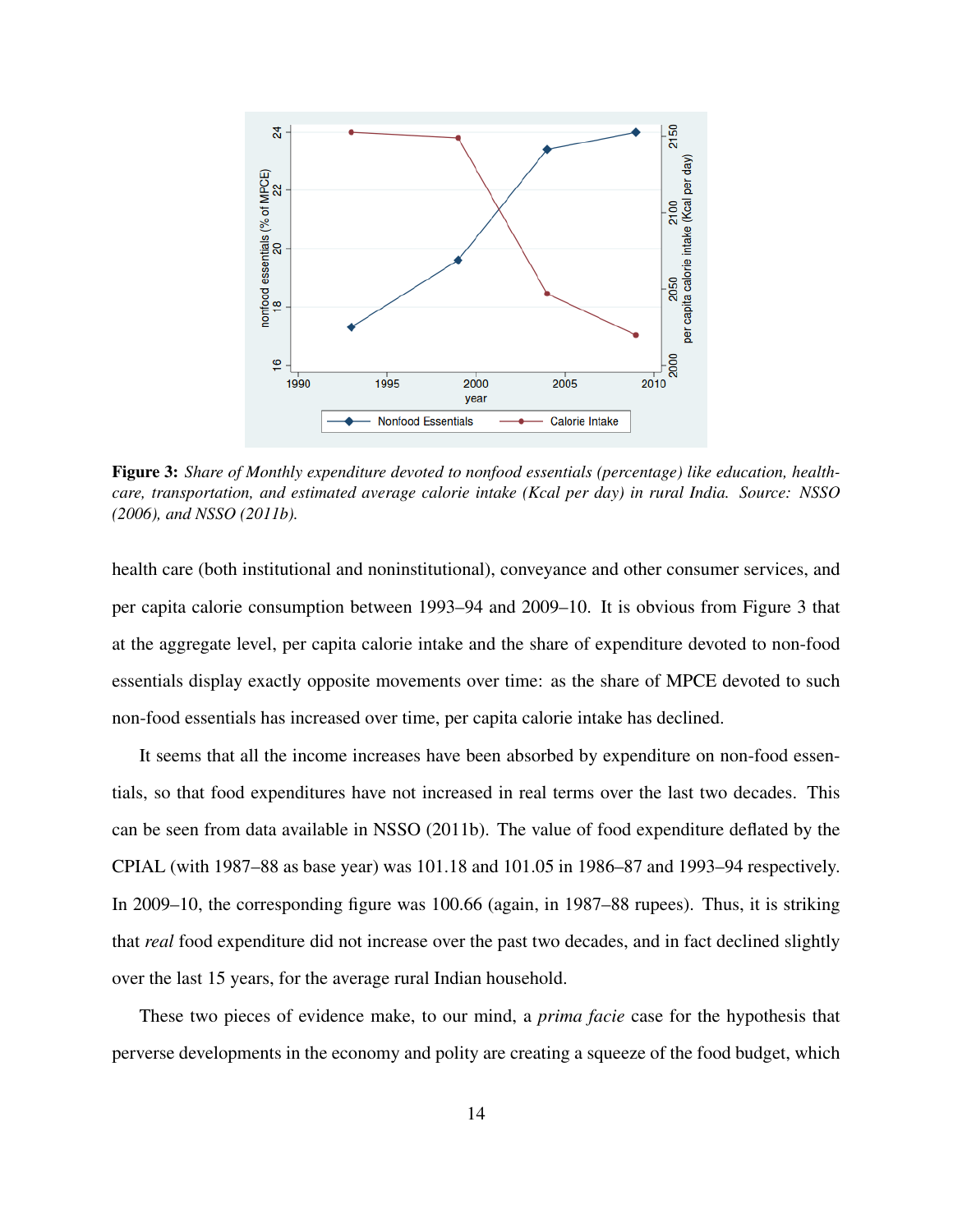**Figure 3:** *Share of Monthly expenditure devoted to nonfood essentials (percentage) like education, health-care, transportation, and estimated average calorie intake (Kcal per day) in rural India. Source: NSSO (2006), and NSSO (2011b).*

health care (both institutional and noninstitutional), conveyance and other consumer services, and per capita calorie consumption between 1993–94 and 2009–10. It is obvious from Figure 3 that at the aggregate level, per capita calorie intake and the share of expenditure devoted to non-food essentials display exactly opposite movements over time: as the share of MPCE devoted to such non-food essentials has increased over time, per capita calorie intake has declined.

It seems that all the income increases have been absorbed by expenditure on non-food essentials, so that food expenditures have not increased in real terms over the last two decades. This can be seen from data available in NSSO (2011b). The value of food expenditure deflated by the CPIAL (with 1987–88 as base year) was 101.18 and 101.05 in 1986–87 and 1993–94 respectively. In 2009–10, the corresponding figure was 100.66 (again, in 1987–88 rupees). Thus, it is striking that *real* food expenditure did not increase over the past two decades, and in fact declined slightly over the last 15 years, for the average rural Indian household.

These two pieces of evidence make, to our mind, a *prima facie* case for the hypothesis that perverse developments in the economy and polity are creating a squeeze of the food budget, which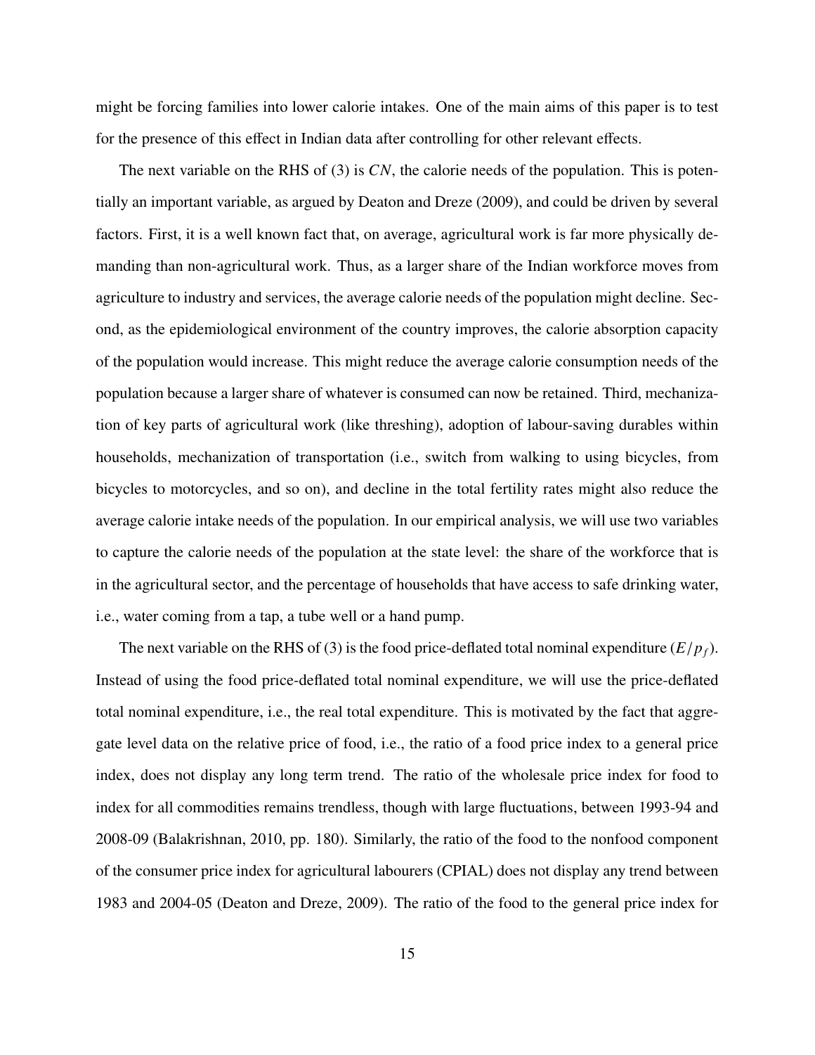might be forcing families into lower calorie intakes. One of the main aims of this paper is to test for the presence of this effect in Indian data after controlling for other relevant effects.

The next variable on the RHS of (3) is $CN$, the calorie needs of the population. This is potentially an important variable, as argued by Deaton and Dreze (2009), and could be driven by several factors. First, it is a well known fact that, on average, agricultural work is far more physically demanding than non-agricultural work. Thus, as a larger share of the Indian workforce moves from agriculture to industry and services, the average calorie needs of the population might decline. Second, as the epidemiological environment of the country improves, the calorie absorption capacity of the population would increase. This might reduce the average calorie consumption needs of the population because a larger share of whatever is consumed can now be retained. Third, mechanization of key parts of agricultural work (like threshing), adoption of labour-saving durables within households, mechanization of transportation (i.e., switch from walking to using bicycles, from bicycles to motorcycles, and so on), and decline in the total fertility rates might also reduce the average calorie intake needs of the population. In our empirical analysis, we will use two variables to capture the calorie needs of the population at the state level: the share of the workforce that is in the agricultural sector, and the percentage of households that have access to safe drinking water, i.e., water coming from a tap, a tube well or a hand pump.

The next variable on the RHS of (3) is the food price-deflated total nominal expenditure ($E/p_f$). Instead of using the food price-deflated total nominal expenditure, we will use the price-deflated total nominal expenditure, i.e., the real total expenditure. This is motivated by the fact that aggregate level data on the relative price of food, i.e., the ratio of a food price index to a general price index, does not display any long term trend. The ratio of the wholesale price index for food to index for all commodities remains trendless, though with large fluctuations, between 1993-94 and 2008-09 (Balakrishnan, 2010, pp. 180). Similarly, the ratio of the food to the nonfood component of the consumer price index for agricultural labourers (CPIAL) does not display any trend between 1983 and 2004-05 (Deaton and Dreze, 2009). The ratio of the food to the general price index for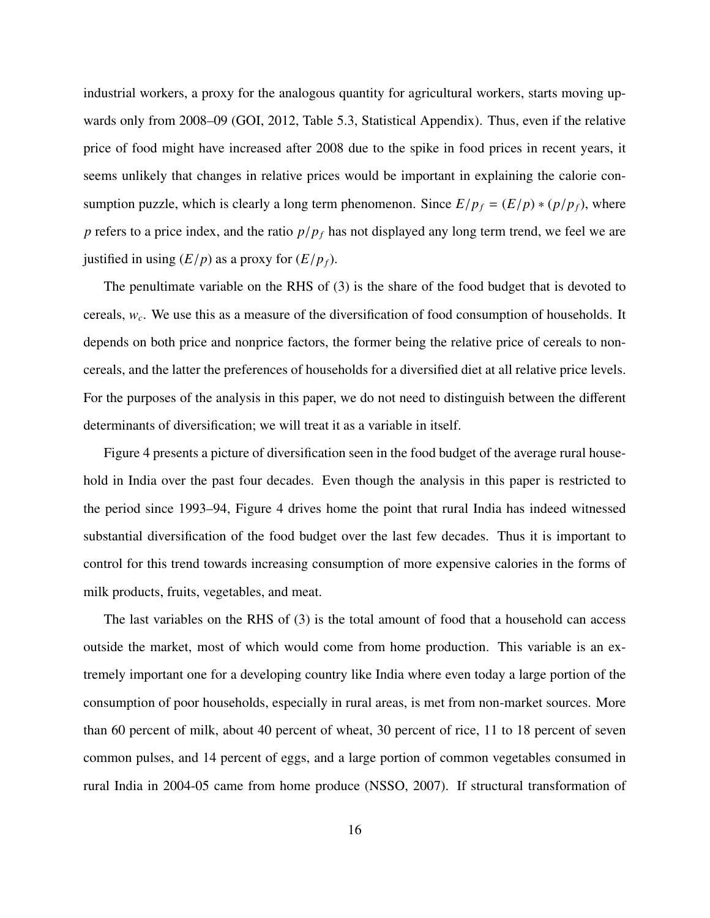industrial workers, a proxy for the analogous quantity for agricultural workers, starts moving upwards only from 2008–09 (GOI, 2012, Table 5.3, Statistical Appendix). Thus, even if the relative price of food might have increased after 2008 due to the spike in food prices in recent years, it seems unlikely that changes in relative prices would be important in explaining the calorie consumption puzzle, which is clearly a long term phenomenon. Since $E/p_f = (E/p) * (p/p_f)$, where $p$ refers to a price index, and the ratio $p/p_f$ has not displayed any long term trend, we feel we are justified in using $(E/p)$ as a proxy for $(E/p_f)$.

The penultimate variable on the RHS of (3) is the share of the food budget that is devoted to cereals, $w_c$. We use this as a measure of the diversification of food consumption of households. It depends on both price and nonprice factors, the former being the relative price of cereals to noncereals, and the latter the preferences of households for a diversified diet at all relative price levels. For the purposes of the analysis in this paper, we do not need to distinguish between the different determinants of diversification; we will treat it as a variable in itself.

Figure 4 presents a picture of diversification seen in the food budget of the average rural household in India over the past four decades. Even though the analysis in this paper is restricted to the period since 1993–94, Figure 4 drives home the point that rural India has indeed witnessed substantial diversification of the food budget over the last few decades. Thus it is important to control for this trend towards increasing consumption of more expensive calories in the forms of milk products, fruits, vegetables, and meat.

The last variables on the RHS of (3) is the total amount of food that a household can access outside the market, most of which would come from home production. This variable is an extremely important one for a developing country like India where even today a large portion of the consumption of poor households, especially in rural areas, is met from non-market sources. More than 60 percent of milk, about 40 percent of wheat, 30 percent of rice, 11 to 18 percent of seven common pulses, and 14 percent of eggs, and a large portion of common vegetables consumed in rural India in 2004-05 came from home produce (NSSO, 2007). If structural transformation of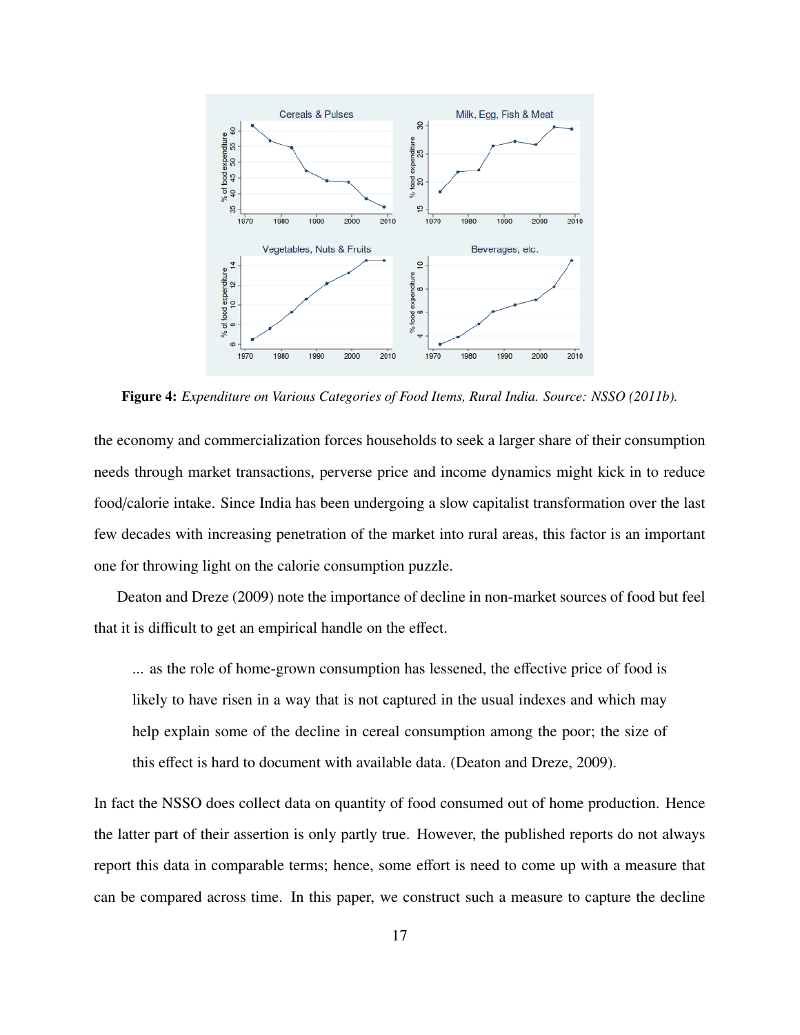**Figure 4:** *Expenditure on Various Categories of Food Items, Rural India. Source: NSSO (2011b).*

the economy and commercialization forces households to seek a larger share of their consumption needs through market transactions, perverse price and income dynamics might kick in to reduce food/calorie intake. Since India has been undergoing a slow capitalist transformation over the last few decades with increasing penetration of the market into rural areas, this factor is an important one for throwing light on the calorie consumption puzzle.

Deaton and Dreze (2009) note the importance of decline in non-market sources of food but feel that it is difficult to get an empirical handle on the effect.

> ... as the role of home-grown consumption has lessened, the effective price of food is likely to have risen in a way that is not captured in the usual indexes and which may help explain some of the decline in cereal consumption among the poor; the size of this effect is hard to document with available data. (Deaton and Dreze, 2009).

In fact the NSSO does collect data on quantity of food consumed out of home production. Hence the latter part of their assertion is only partly true. However, the published reports do not always report this data in comparable terms; hence, some effort is need to come up with a measure that can be compared across time. In this paper, we construct such a measure to capture the decline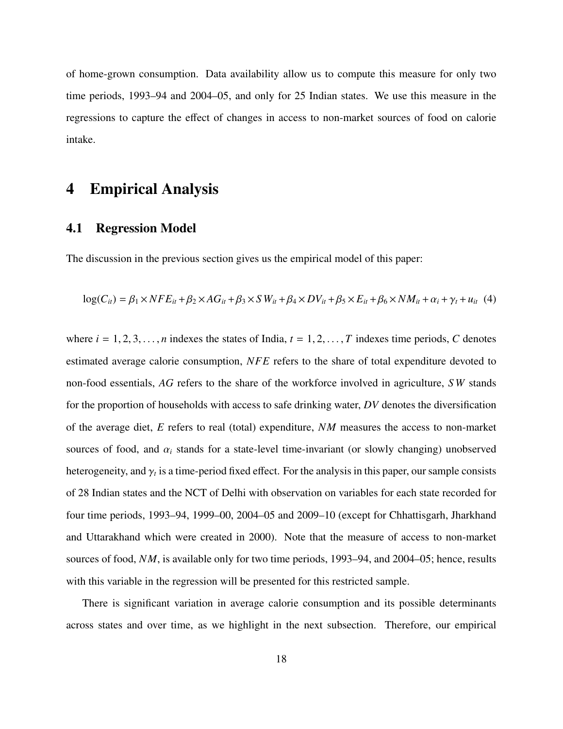of home-grown consumption. Data availability allow us to compute this measure for only two time periods, 1993–94 and 2004–05, and only for 25 Indian states. We use this measure in the regressions to capture the effect of changes in access to non-market sources of food on calorie intake.

# 4 Empirical Analysis

## 4.1 Regression Model

The discussion in the previous section gives us the empirical model of this paper:

$$\log(C_{it}) = \beta_1 \times NFE_{it} + \beta_2 \times AG_{it} + \beta_3 \times SW_{it} + \beta_4 \times DV_{it} + \beta_5 \times E_{it} + \beta_6 \times NM_{it} + \alpha_i + \gamma_t + u_{it} \quad (4)$$

where $i = 1, 2, 3, \ldots, n$ indexes the states of India, $t = 1, 2, \ldots, T$ indexes time periods, $C$ denotes estimated average calorie consumption, $NFE$ refers to the share of total expenditure devoted to non-food essentials, $AG$ refers to the share of the workforce involved in agriculture, $SW$ stands for the proportion of households with access to safe drinking water, $DV$ denotes the diversification of the average diet, $E$ refers to real (total) expenditure, $NM$ measures the access to non-market sources of food, and $\alpha_i$ stands for a state-level time-invariant (or slowly changing) unobserved heterogeneity, and $\gamma_t$ is a time-period fixed effect. For the analysis in this paper, our sample consists of 28 Indian states and the NCT of Delhi with observation on variables for each state recorded for four time periods, 1993–94, 1999–00, 2004–05 and 2009–10 (except for Chhattisgarh, Jharkhand and Uttarakhand which were created in 2000). Note that the measure of access to non-market sources of food, $NM$, is available only for two time periods, 1993–94, and 2004–05; hence, results with this variable in the regression will be presented for this restricted sample.

There is significant variation in average calorie consumption and its possible determinants across states and over time, as we highlight in the next subsection. Therefore, our empirical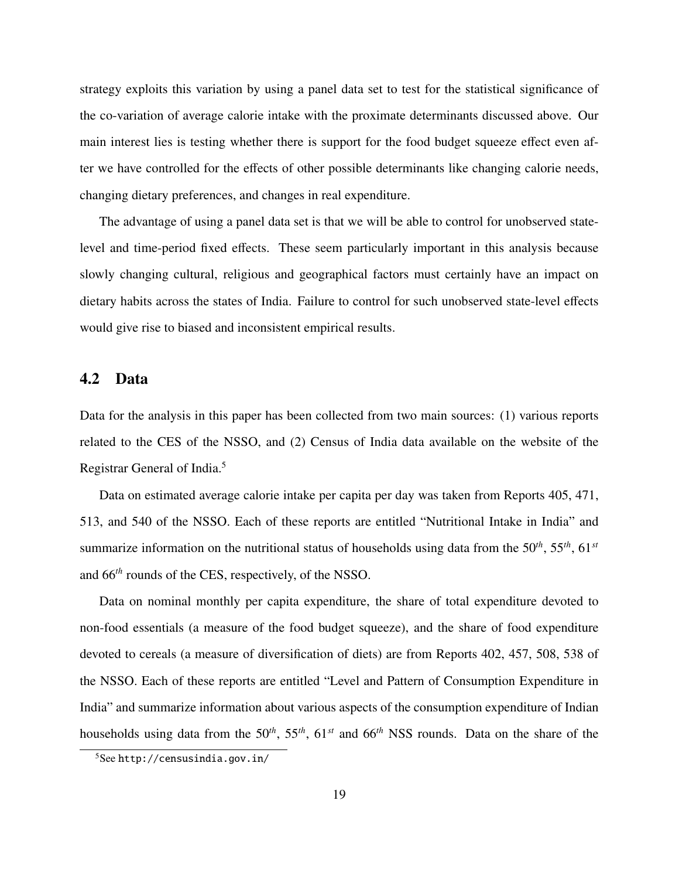strategy exploits this variation by using a panel data set to test for the statistical significance of the co-variation of average calorie intake with the proximate determinants discussed above. Our main interest lies is testing whether there is support for the food budget squeeze effect even after we have controlled for the effects of other possible determinants like changing calorie needs, changing dietary preferences, and changes in real expenditure.

The advantage of using a panel data set is that we will be able to control for unobserved state-level and time-period fixed effects. These seem particularly important in this analysis because slowly changing cultural, religious and geographical factors must certainly have an impact on dietary habits across the states of India. Failure to control for such unobserved state-level effects would give rise to biased and inconsistent empirical results.

## 4.2 Data

Data for the analysis in this paper has been collected from two main sources: (1) various reports related to the CES of the NSSO, and (2) Census of India data available on the website of the Registrar General of India.[5]

Data on estimated average calorie intake per capita per day was taken from Reports 405, 471, 513, and 540 of the NSSO. Each of these reports are entitled "Nutritional Intake in India" and summarize information on the nutritional status of households using data from the 50*th*, 55*th*, 61*st* and 66*th* rounds of the CES, respectively, of the NSSO.

Data on nominal monthly per capita expenditure, the share of total expenditure devoted to non-food essentials (a measure of the food budget squeeze), and the share of food expenditure devoted to cereals (a measure of diversification of diets) are from Reports 402, 457, 508, 538 of the NSSO. Each of these reports are entitled "Level and Pattern of Consumption Expenditure in India" and summarize information about various aspects of the consumption expenditure of Indian households using data from the 50*th*, 55*th*, 61*st* and 66*th* NSS rounds. Data on the share of the

[5] See http://censusindia.gov.in/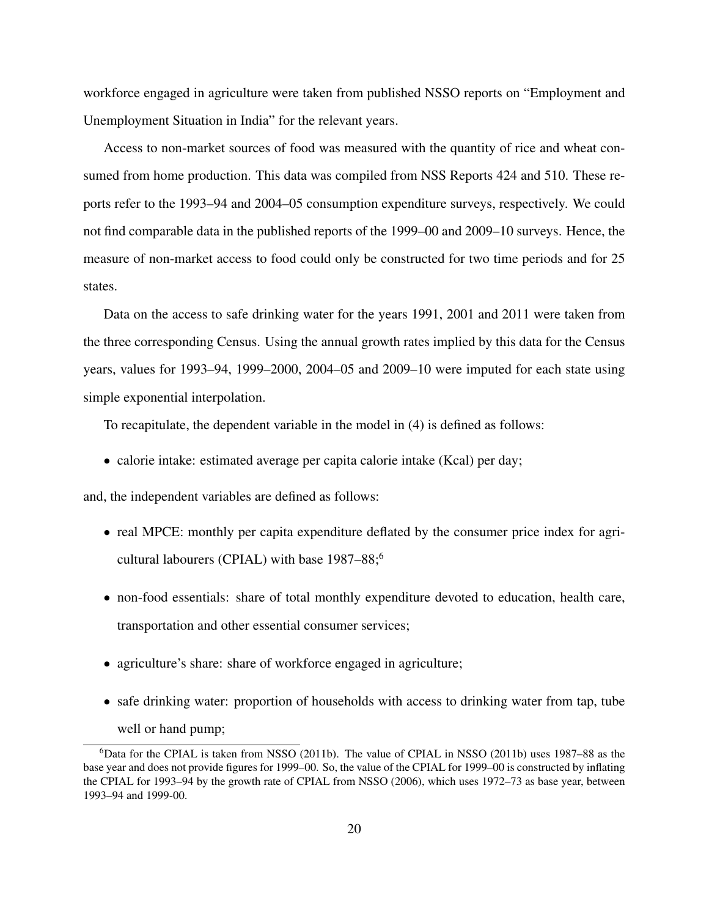workforce engaged in agriculture were taken from published NSSO reports on "Employment and Unemployment Situation in India" for the relevant years.

Access to non-market sources of food was measured with the quantity of rice and wheat consumed from home production. This data was compiled from NSS Reports 424 and 510. These reports refer to the 1993–94 and 2004–05 consumption expenditure surveys, respectively. We could not find comparable data in the published reports of the 1999–00 and 2009–10 surveys. Hence, the measure of non-market access to food could only be constructed for two time periods and for 25 states.

Data on the access to safe drinking water for the years 1991, 2001 and 2011 were taken from the three corresponding Census. Using the annual growth rates implied by this data for the Census years, values for 1993–94, 1999–2000, 2004–05 and 2009–10 were imputed for each state using simple exponential interpolation.

To recapitulate, the dependent variable in the model in (4) is defined as follows:

- calorie intake: estimated average per capita calorie intake (Kcal) per day;

and, the independent variables are defined as follows:

- real MPCE: monthly per capita expenditure deflated by the consumer price index for agricultural labourers (CPIAL) with base 1987–88;[6]
- non-food essentials: share of total monthly expenditure devoted to education, health care, transportation and other essential consumer services;
- agriculture's share: share of workforce engaged in agriculture;
- safe drinking water: proportion of households with access to drinking water from tap, tube well or hand pump;

[6]Data for the CPIAL is taken from NSSO (2011b). The value of CPIAL in NSSO (2011b) uses 1987–88 as the base year and does not provide figures for 1999–00. So, the value of the CPIAL for 1999–00 is constructed by inflating the CPIAL for 1993–94 by the growth rate of CPIAL from NSSO (2006), which uses 1972–73 as base year, between 1993–94 and 1999-00.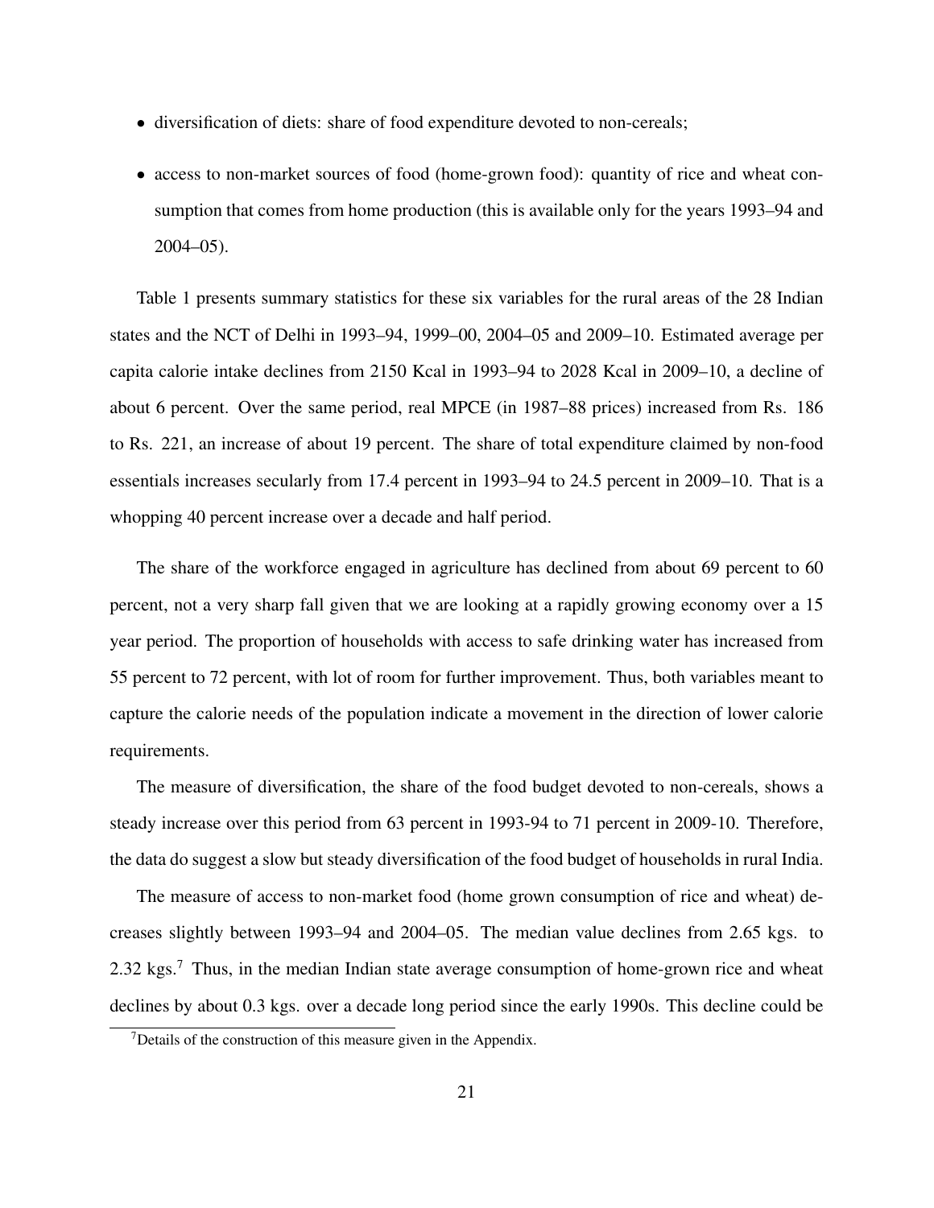- diversification of diets: share of food expenditure devoted to non-cereals;
- access to non-market sources of food (home-grown food): quantity of rice and wheat consumption that comes from home production (this is available only for the years 1993–94 and 2004–05).

Table 1 presents summary statistics for these six variables for the rural areas of the 28 Indian states and the NCT of Delhi in 1993–94, 1999–00, 2004–05 and 2009–10. Estimated average per capita calorie intake declines from 2150 Kcal in 1993–94 to 2028 Kcal in 2009–10, a decline of about 6 percent. Over the same period, real MPCE (in 1987–88 prices) increased from Rs. 186 to Rs. 221, an increase of about 19 percent. The share of total expenditure claimed by non-food essentials increases secularly from 17.4 percent in 1993–94 to 24.5 percent in 2009–10. That is a whopping 40 percent increase over a decade and half period.

The share of the workforce engaged in agriculture has declined from about 69 percent to 60 percent, not a very sharp fall given that we are looking at a rapidly growing economy over a 15 year period. The proportion of households with access to safe drinking water has increased from 55 percent to 72 percent, with lot of room for further improvement. Thus, both variables meant to capture the calorie needs of the population indicate a movement in the direction of lower calorie requirements.

The measure of diversification, the share of the food budget devoted to non-cereals, shows a steady increase over this period from 63 percent in 1993-94 to 71 percent in 2009-10. Therefore, the data do suggest a slow but steady diversification of the food budget of households in rural India.

The measure of access to non-market food (home grown consumption of rice and wheat) decreases slightly between 1993–94 and 2004–05. The median value declines from 2.65 kgs. to 2.32 kgs.[7] Thus, in the median Indian state average consumption of home-grown rice and wheat declines by about 0.3 kgs. over a decade long period since the early 1990s. This decline could be

[7] Details of the construction of this measure given in the Appendix.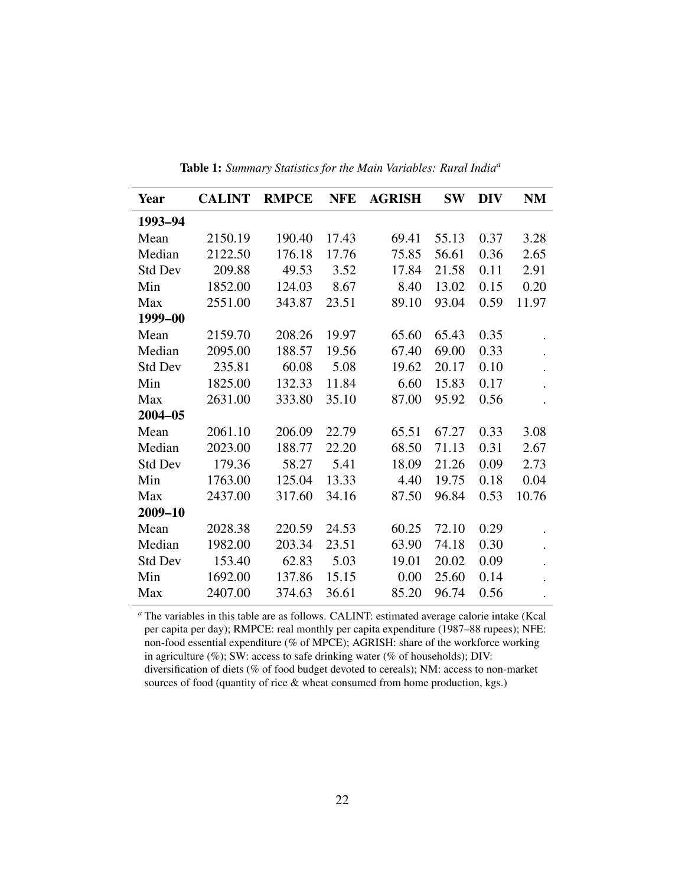**Table 1:** *Summary Statistics for the Main Variables: Rural India*[a]

| Year | CALINT | RMPCE | NFE | AGRISH | SW | DIV | NM |
|---|---|---|---|---|---|---|---|
| **1993–94** | | | | | | | |
| Mean | 2150.19 | 190.40 | 17.43 | 69.41 | 55.13 | 0.37 | 3.28 |
| Median | 2122.50 | 176.18 | 17.76 | 75.85 | 56.61 | 0.36 | 2.65 |
| Std Dev | 209.88 | 49.53 | 3.52 | 17.84 | 21.58 | 0.11 | 2.91 |
| Min | 1852.00 | 124.03 | 8.67 | 8.40 | 13.02 | 0.15 | 0.20 |
| Max | 2551.00 | 343.87 | 23.51 | 89.10 | 93.04 | 0.59 | 11.97 |
| **1999–00** | | | | | | | |
| Mean | 2159.70 | 208.26 | 19.97 | 65.60 | 65.43 | 0.35 | . |
| Median | 2095.00 | 188.57 | 19.56 | 67.40 | 69.00 | 0.33 | . |
| Std Dev | 235.81 | 60.08 | 5.08 | 19.62 | 20.17 | 0.10 | . |
| Min | 1825.00 | 132.33 | 11.84 | 6.60 | 15.83 | 0.17 | . |
| Max | 2631.00 | 333.80 | 35.10 | 87.00 | 95.92 | 0.56 | . |
| **2004–05** | | | | | | | |
| Mean | 2061.10 | 206.09 | 22.79 | 65.51 | 67.27 | 0.33 | 3.08 |
| Median | 2023.00 | 188.77 | 22.20 | 68.50 | 71.13 | 0.31 | 2.67 |
| Std Dev | 179.36 | 58.27 | 5.41 | 18.09 | 21.26 | 0.09 | 2.73 |
| Min | 1763.00 | 125.04 | 13.33 | 4.40 | 19.75 | 0.18 | 0.04 |
| Max | 2437.00 | 317.60 | 34.16 | 87.50 | 96.84 | 0.53 | 10.76 |
| **2009–10** | | | | | | | |
| Mean | 2028.38 | 220.59 | 24.53 | 60.25 | 72.10 | 0.29 | . |
| Median | 1982.00 | 203.34 | 23.51 | 63.90 | 74.18 | 0.30 | . |
| Std Dev | 153.40 | 62.83 | 5.03 | 19.01 | 20.02 | 0.09 | . |
| Min | 1692.00 | 137.86 | 15.15 | 0.00 | 25.60 | 0.14 | . |
| Max | 2407.00 | 374.63 | 36.61 | 85.20 | 96.74 | 0.56 | . |

[a] The variables in this table are as follows. CALINT: estimated average calorie intake (Kcal per capita per day); RMPCE: real monthly per capita expenditure (1987–88 rupees); NFE: non-food essential expenditure (% of MPCE); AGRISH: share of the workforce working in agriculture (%); SW: access to safe drinking water (% of households); DIV: diversification of diets (% of food budget devoted to cereals); NM: access to non-market sources of food (quantity of rice & wheat consumed from home production, kgs.)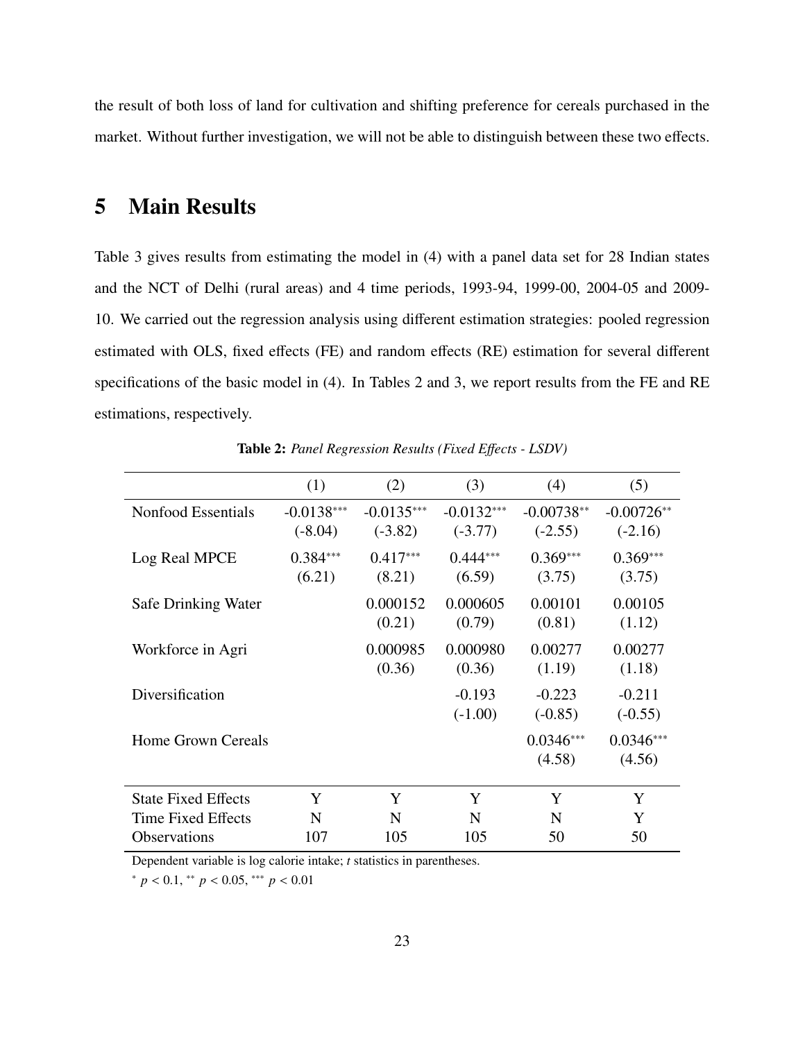the result of both loss of land for cultivation and shifting preference for cereals purchased in the market. Without further investigation, we will not be able to distinguish between these two effects.

## 5 Main Results

Table 3 gives results from estimating the model in (4) with a panel data set for 28 Indian states and the NCT of Delhi (rural areas) and 4 time periods, 1993-94, 1999-00, 2004-05 and 2009-10. We carried out the regression analysis using different estimation strategies: pooled regression estimated with OLS, fixed effects (FE) and random effects (RE) estimation for several different specifications of the basic model in (4). In Tables 2 and 3, we report results from the FE and RE estimations, respectively.

**Table 2:** *Panel Regression Results (Fixed Effects - LSDV)*

| | (1) | (2) | (3) | (4) | (5) |
|---|---|---|---|---|---|
| Nonfood Essentials | -0.0138*** | -0.0135*** | -0.0132*** | -0.00738** | -0.00726** |
| | (-8.04) | (-3.82) | (-3.77) | (-2.55) | (-2.16) |
| Log Real MPCE | 0.384*** | 0.417*** | 0.444*** | 0.369*** | 0.369*** |
| | (6.21) | (8.21) | (6.59) | (3.75) | (3.75) |
| Safe Drinking Water | | 0.000152 | 0.000605 | 0.00101 | 0.00105 |
| | | (0.21) | (0.79) | (0.81) | (1.12) |
| Workforce in Agri | | 0.000985 | 0.000980 | 0.00277 | 0.00277 |
| | | (0.36) | (0.36) | (1.19) | (1.18) |
| Diversification | | | -0.193 | -0.223 | -0.211 |
| | | | (-1.00) | (-0.85) | (-0.55) |
| Home Grown Cereals | | | | 0.0346*** | 0.0346*** |
| | | | | (4.58) | (4.56) |
| State Fixed Effects | Y | Y | Y | Y | Y |
| Time Fixed Effects | N | N | N | N | Y |
| Observations | 107 | 105 | 105 | 50 | 50 |

Dependent variable is log calorie intake; *t* statistics in parentheses.

* $p < 0.1$, ** $p < 0.05$, *** $p < 0.01$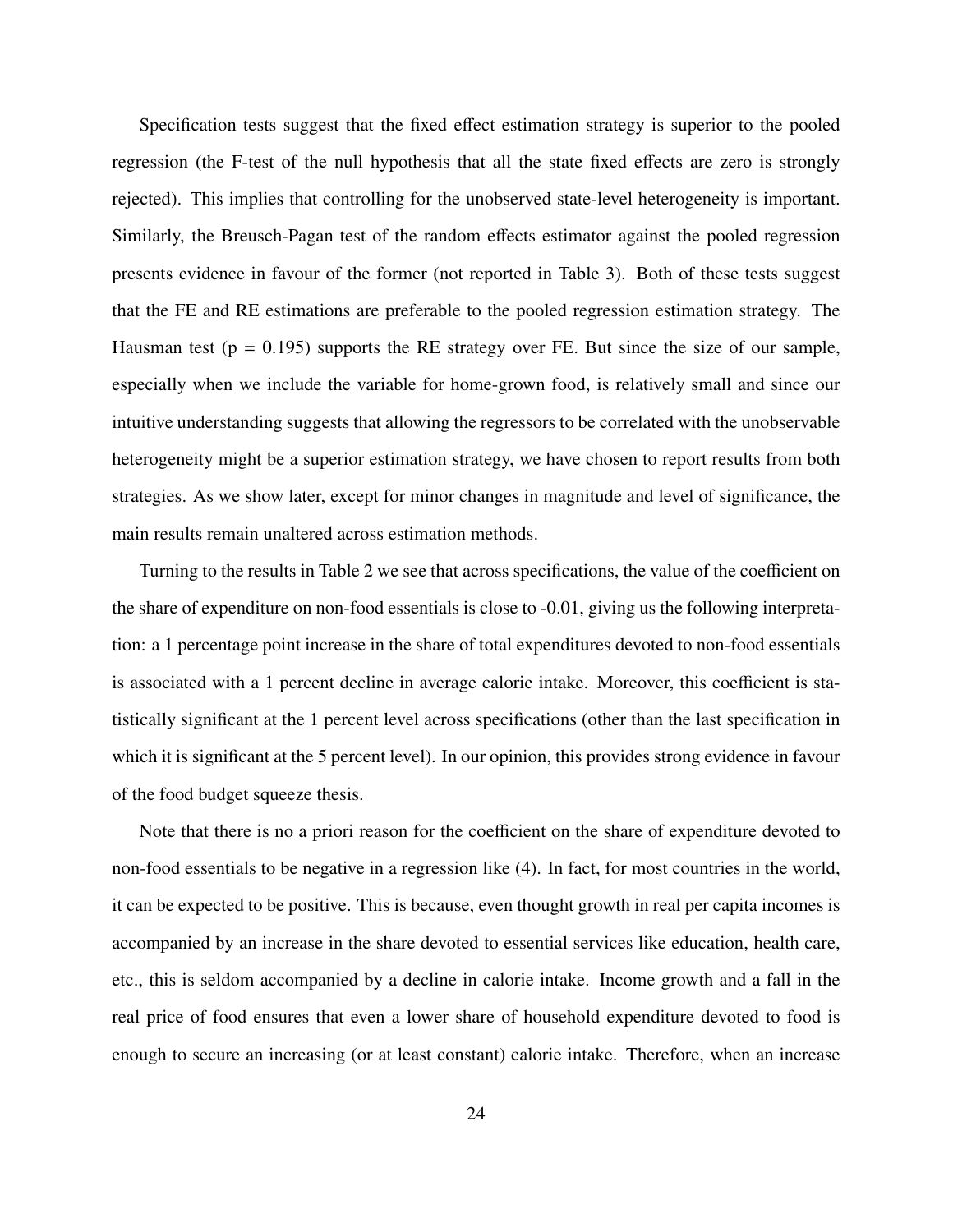Specification tests suggest that the fixed effect estimation strategy is superior to the pooled regression (the F-test of the null hypothesis that all the state fixed effects are zero is strongly rejected). This implies that controlling for the unobserved state-level heterogeneity is important. Similarly, the Breusch-Pagan test of the random effects estimator against the pooled regression presents evidence in favour of the former (not reported in Table 3). Both of these tests suggest that the FE and RE estimations are preferable to the pooled regression estimation strategy. The Hausman test ($p = 0.195$) supports the RE strategy over FE. But since the size of our sample, especially when we include the variable for home-grown food, is relatively small and since our intuitive understanding suggests that allowing the regressors to be correlated with the unobservable heterogeneity might be a superior estimation strategy, we have chosen to report results from both strategies. As we show later, except for minor changes in magnitude and level of significance, the main results remain unaltered across estimation methods.

Turning to the results in Table 2 we see that across specifications, the value of the coefficient on the share of expenditure on non-food essentials is close to -0.01, giving us the following interpretation: a 1 percentage point increase in the share of total expenditures devoted to non-food essentials is associated with a 1 percent decline in average calorie intake. Moreover, this coefficient is statistically significant at the 1 percent level across specifications (other than the last specification in which it is significant at the 5 percent level). In our opinion, this provides strong evidence in favour of the food budget squeeze thesis.

Note that there is no a priori reason for the coefficient on the share of expenditure devoted to non-food essentials to be negative in a regression like (4). In fact, for most countries in the world, it can be expected to be positive. This is because, even thought growth in real per capita incomes is accompanied by an increase in the share devoted to essential services like education, health care, etc., this is seldom accompanied by a decline in calorie intake. Income growth and a fall in the real price of food ensures that even a lower share of household expenditure devoted to food is enough to secure an increasing (or at least constant) calorie intake. Therefore, when an increase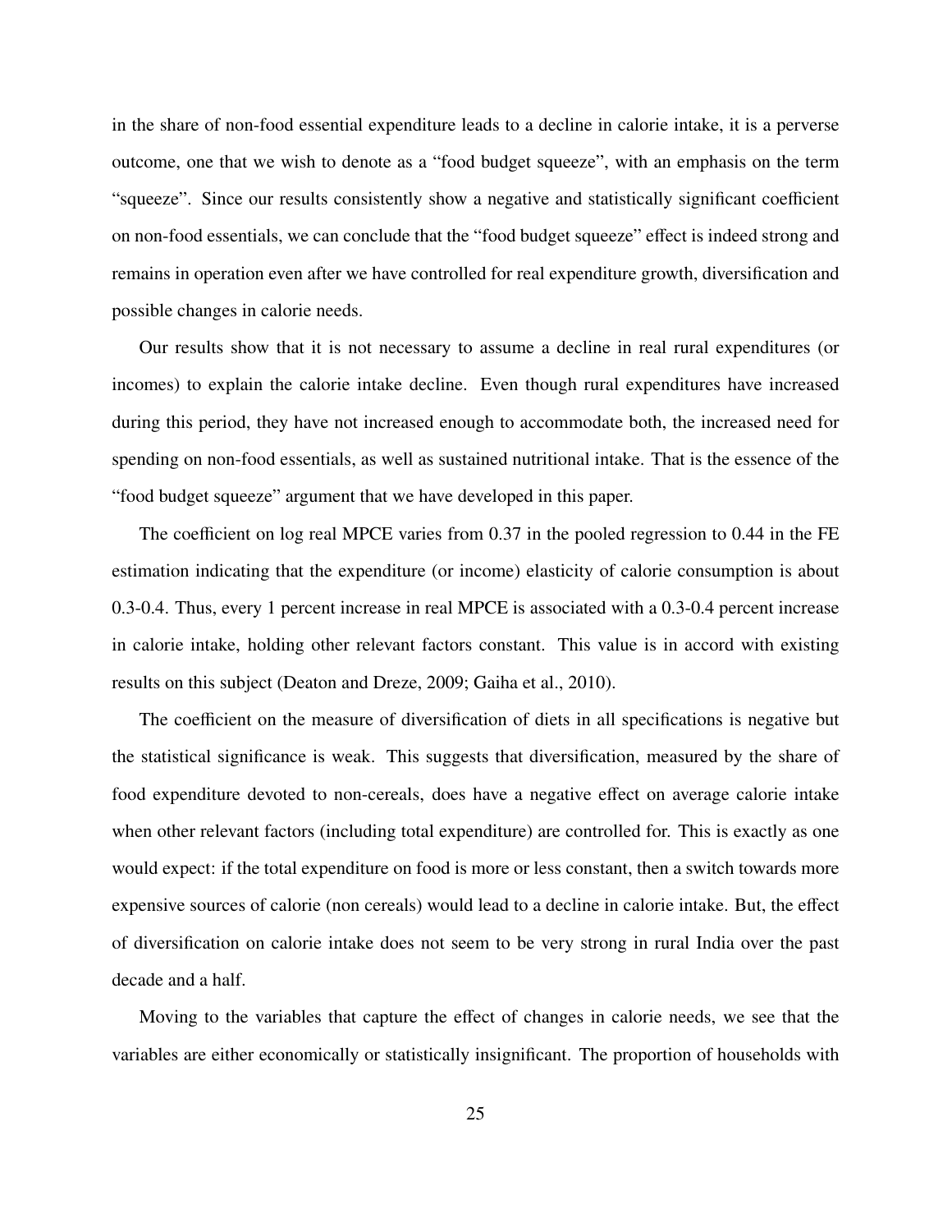in the share of non-food essential expenditure leads to a decline in calorie intake, it is a perverse outcome, one that we wish to denote as a "food budget squeeze", with an emphasis on the term "squeeze". Since our results consistently show a negative and statistically significant coefficient on non-food essentials, we can conclude that the "food budget squeeze" effect is indeed strong and remains in operation even after we have controlled for real expenditure growth, diversification and possible changes in calorie needs.

Our results show that it is not necessary to assume a decline in real rural expenditures (or incomes) to explain the calorie intake decline. Even though rural expenditures have increased during this period, they have not increased enough to accommodate both, the increased need for spending on non-food essentials, as well as sustained nutritional intake. That is the essence of the "food budget squeeze" argument that we have developed in this paper.

The coefficient on log real MPCE varies from 0.37 in the pooled regression to 0.44 in the FE estimation indicating that the expenditure (or income) elasticity of calorie consumption is about 0.3-0.4. Thus, every 1 percent increase in real MPCE is associated with a 0.3-0.4 percent increase in calorie intake, holding other relevant factors constant. This value is in accord with existing results on this subject (Deaton and Dreze, 2009; Gaiha et al., 2010).

The coefficient on the measure of diversification of diets in all specifications is negative but the statistical significance is weak. This suggests that diversification, measured by the share of food expenditure devoted to non-cereals, does have a negative effect on average calorie intake when other relevant factors (including total expenditure) are controlled for. This is exactly as one would expect: if the total expenditure on food is more or less constant, then a switch towards more expensive sources of calorie (non cereals) would lead to a decline in calorie intake. But, the effect of diversification on calorie intake does not seem to be very strong in rural India over the past decade and a half.

Moving to the variables that capture the effect of changes in calorie needs, we see that the variables are either economically or statistically insignificant. The proportion of households with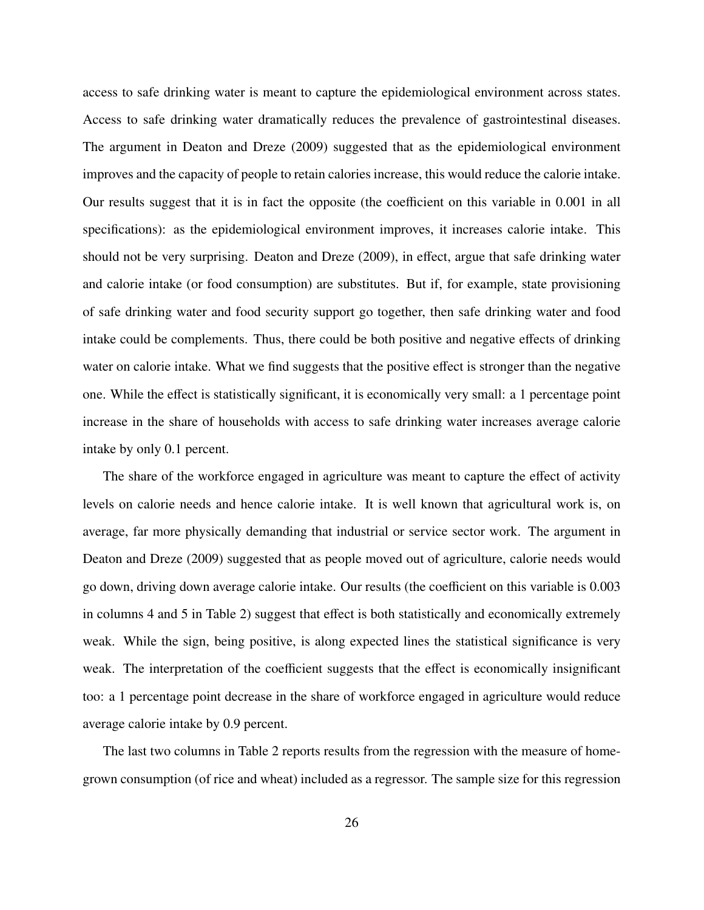access to safe drinking water is meant to capture the epidemiological environment across states. Access to safe drinking water dramatically reduces the prevalence of gastrointestinal diseases. The argument in Deaton and Dreze (2009) suggested that as the epidemiological environment improves and the capacity of people to retain calories increase, this would reduce the calorie intake. Our results suggest that it is in fact the opposite (the coefficient on this variable in 0.001 in all specifications): as the epidemiological environment improves, it increases calorie intake. This should not be very surprising. Deaton and Dreze (2009), in effect, argue that safe drinking water and calorie intake (or food consumption) are substitutes. But if, for example, state provisioning of safe drinking water and food security support go together, then safe drinking water and food intake could be complements. Thus, there could be both positive and negative effects of drinking water on calorie intake. What we find suggests that the positive effect is stronger than the negative one. While the effect is statistically significant, it is economically very small: a 1 percentage point increase in the share of households with access to safe drinking water increases average calorie intake by only 0.1 percent.

The share of the workforce engaged in agriculture was meant to capture the effect of activity levels on calorie needs and hence calorie intake. It is well known that agricultural work is, on average, far more physically demanding that industrial or service sector work. The argument in Deaton and Dreze (2009) suggested that as people moved out of agriculture, calorie needs would go down, driving down average calorie intake. Our results (the coefficient on this variable is 0.003 in columns 4 and 5 in Table 2) suggest that effect is both statistically and economically extremely weak. While the sign, being positive, is along expected lines the statistical significance is very weak. The interpretation of the coefficient suggests that the effect is economically insignificant too: a 1 percentage point decrease in the share of workforce engaged in agriculture would reduce average calorie intake by 0.9 percent.

The last two columns in Table 2 reports results from the regression with the measure of home-grown consumption (of rice and wheat) included as a regressor. The sample size for this regression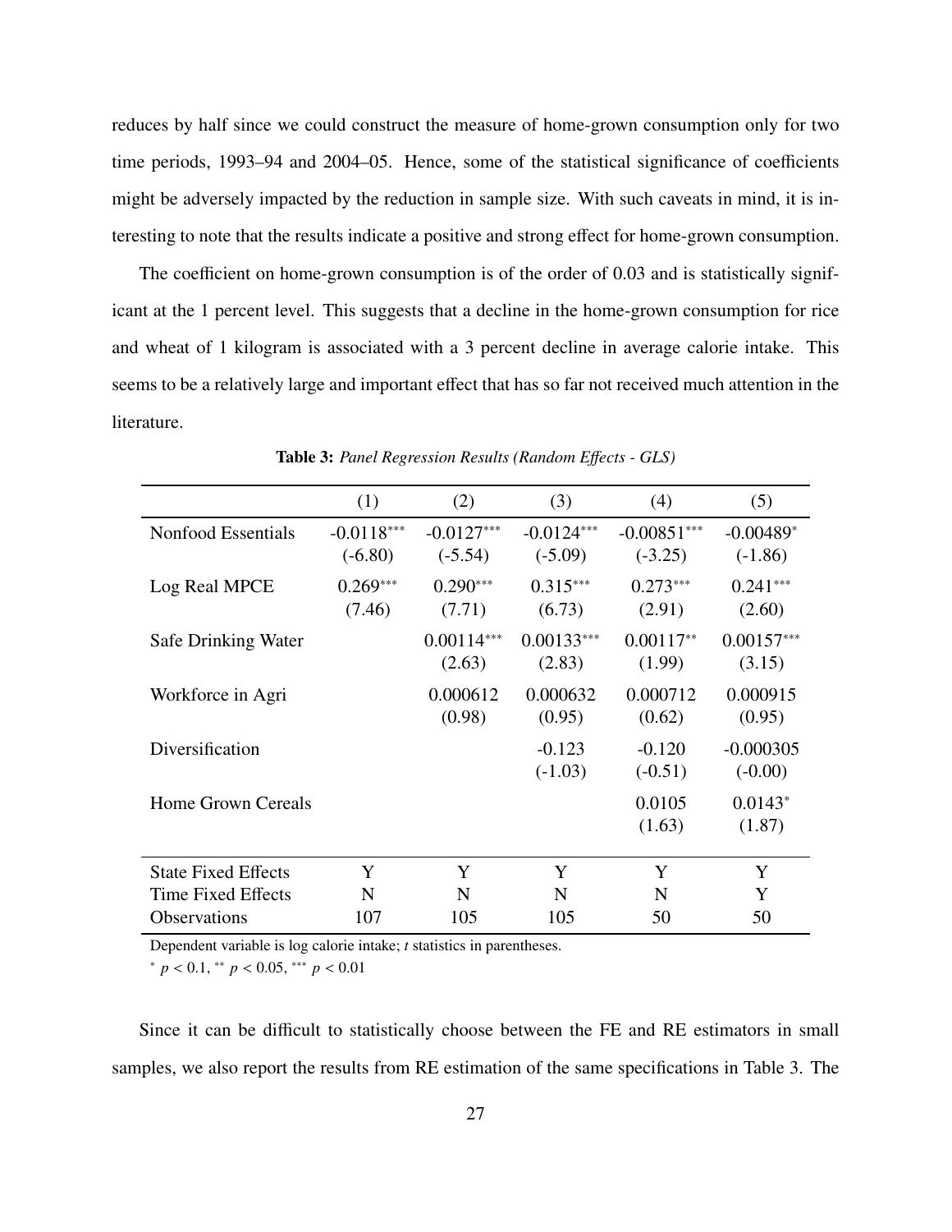reduces by half since we could construct the measure of home-grown consumption only for two time periods, 1993–94 and 2004–05. Hence, some of the statistical significance of coefficients might be adversely impacted by the reduction in sample size. With such caveats in mind, it is interesting to note that the results indicate a positive and strong effect for home-grown consumption.

The coefficient on home-grown consumption is of the order of 0.03 and is statistically significant at the 1 percent level. This suggests that a decline in the home-grown consumption for rice and wheat of 1 kilogram is associated with a 3 percent decline in average calorie intake. This seems to be a relatively large and important effect that has so far not received much attention in the literature.

**Table 3:** *Panel Regression Results (Random Effects - GLS)*

| | (1) | (2) | (3) | (4) | (5) |
|---|---|---|---|---|---|
| Nonfood Essentials | -0.0118*** | -0.0127*** | -0.0124*** | -0.00851*** | -0.00489* |
| | (-6.80) | (-5.54) | (-5.09) | (-3.25) | (-1.86) |
| Log Real MPCE | 0.269*** | 0.290*** | 0.315*** | 0.273*** | 0.241*** |
| | (7.46) | (7.71) | (6.73) | (2.91) | (2.60) |
| Safe Drinking Water | | 0.00114*** | 0.00133*** | 0.00117** | 0.00157*** |
| | | (2.63) | (2.83) | (1.99) | (3.15) |
| Workforce in Agri | | 0.000612 | 0.000632 | 0.000712 | 0.000915 |
| | | (0.98) | (0.95) | (0.62) | (0.95) |
| Diversification | | | -0.123 | -0.120 | -0.000305 |
| | | | (-1.03) | (-0.51) | (-0.00) |
| Home Grown Cereals | | | | 0.0105 | 0.0143* |
| | | | | (1.63) | (1.87) |
| State Fixed Effects | Y | Y | Y | Y | Y |
| Time Fixed Effects | N | N | N | N | Y |
| Observations | 107 | 105 | 105 | 50 | 50 |

Dependent variable is log calorie intake; *t* statistics in parentheses.

* $p < 0.1$, ** $p < 0.05$, *** $p < 0.01$

Since it can be difficult to statistically choose between the FE and RE estimators in small samples, we also report the results from RE estimation of the same specifications in Table 3. The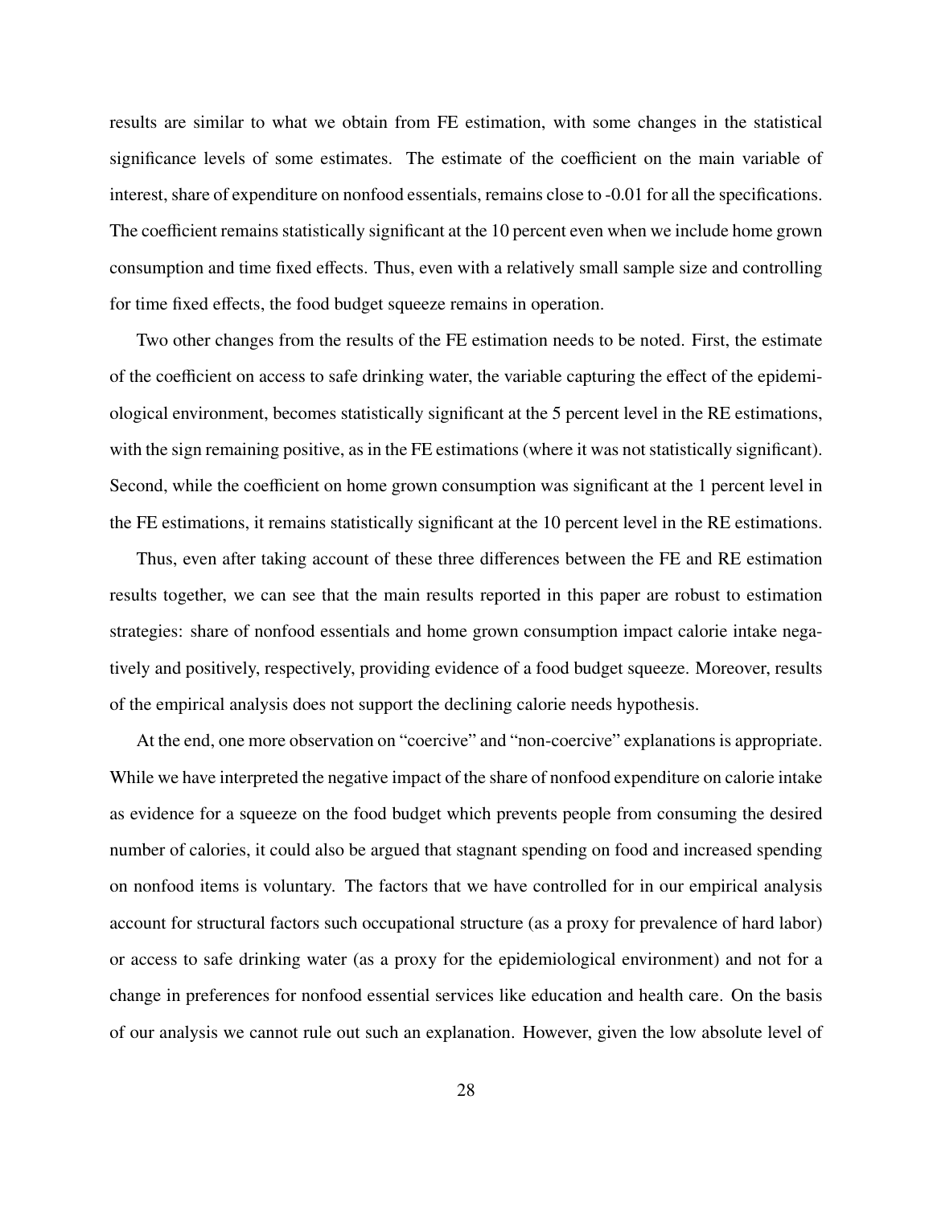results are similar to what we obtain from FE estimation, with some changes in the statistical significance levels of some estimates. The estimate of the coefficient on the main variable of interest, share of expenditure on nonfood essentials, remains close to -0.01 for all the specifications. The coefficient remains statistically significant at the 10 percent even when we include home grown consumption and time fixed effects. Thus, even with a relatively small sample size and controlling for time fixed effects, the food budget squeeze remains in operation.

Two other changes from the results of the FE estimation needs to be noted. First, the estimate of the coefficient on access to safe drinking water, the variable capturing the effect of the epidemiological environment, becomes statistically significant at the 5 percent level in the RE estimations, with the sign remaining positive, as in the FE estimations (where it was not statistically significant). Second, while the coefficient on home grown consumption was significant at the 1 percent level in the FE estimations, it remains statistically significant at the 10 percent level in the RE estimations.

Thus, even after taking account of these three differences between the FE and RE estimation results together, we can see that the main results reported in this paper are robust to estimation strategies: share of nonfood essentials and home grown consumption impact calorie intake negatively and positively, respectively, providing evidence of a food budget squeeze. Moreover, results of the empirical analysis does not support the declining calorie needs hypothesis.

At the end, one more observation on "coercive" and "non-coercive" explanations is appropriate. While we have interpreted the negative impact of the share of nonfood expenditure on calorie intake as evidence for a squeeze on the food budget which prevents people from consuming the desired number of calories, it could also be argued that stagnant spending on food and increased spending on nonfood items is voluntary. The factors that we have controlled for in our empirical analysis account for structural factors such occupational structure (as a proxy for prevalence of hard labor) or access to safe drinking water (as a proxy for the epidemiological environment) and not for a change in preferences for nonfood essential services like education and health care. On the basis of our analysis we cannot rule out such an explanation. However, given the low absolute level of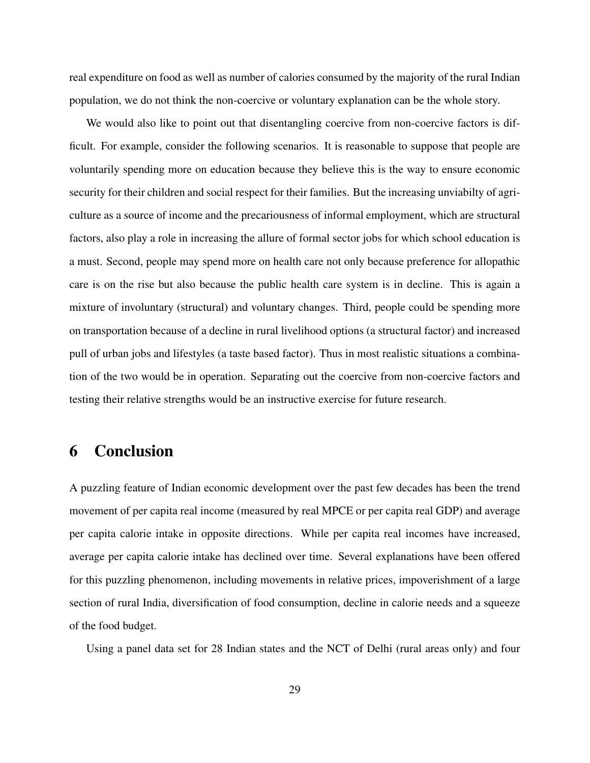real expenditure on food as well as number of calories consumed by the majority of the rural Indian population, we do not think the non-coercive or voluntary explanation can be the whole story.

We would also like to point out that disentangling coercive from non-coercive factors is difficult. For example, consider the following scenarios. It is reasonable to suppose that people are voluntarily spending more on education because they believe this is the way to ensure economic security for their children and social respect for their families. But the increasing unviabilty of agriculture as a source of income and the precariousness of informal employment, which are structural factors, also play a role in increasing the allure of formal sector jobs for which school education is a must. Second, people may spend more on health care not only because preference for allopathic care is on the rise but also because the public health care system is in decline. This is again a mixture of involuntary (structural) and voluntary changes. Third, people could be spending more on transportation because of a decline in rural livelihood options (a structural factor) and increased pull of urban jobs and lifestyles (a taste based factor). Thus in most realistic situations a combination of the two would be in operation. Separating out the coercive from non-coercive factors and testing their relative strengths would be an instructive exercise for future research.

# 6 Conclusion

A puzzling feature of Indian economic development over the past few decades has been the trend movement of per capita real income (measured by real MPCE or per capita real GDP) and average per capita calorie intake in opposite directions. While per capita real incomes have increased, average per capita calorie intake has declined over time. Several explanations have been offered for this puzzling phenomenon, including movements in relative prices, impoverishment of a large section of rural India, diversification of food consumption, decline in calorie needs and a squeeze of the food budget.

Using a panel data set for 28 Indian states and the NCT of Delhi (rural areas only) and four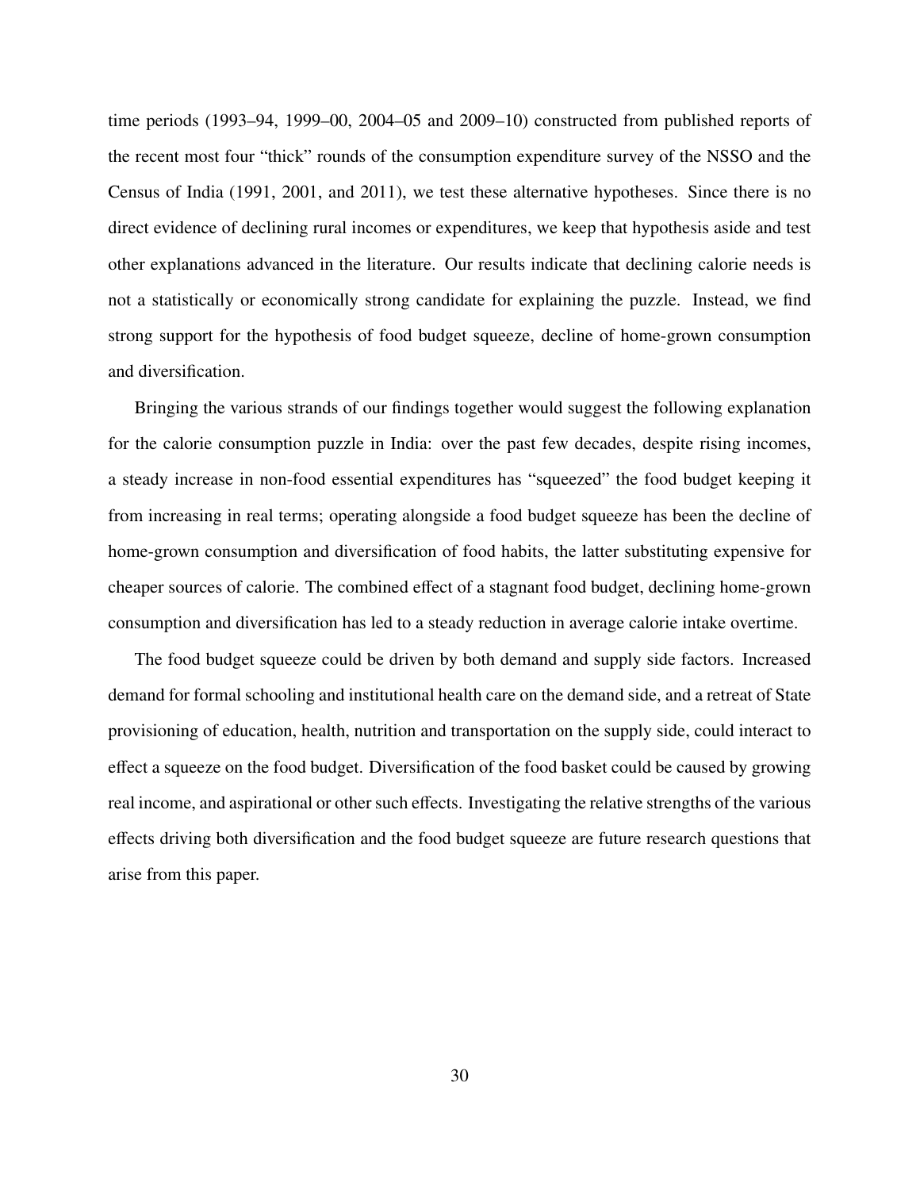time periods (1993–94, 1999–00, 2004–05 and 2009–10) constructed from published reports of the recent most four "thick" rounds of the consumption expenditure survey of the NSSO and the Census of India (1991, 2001, and 2011), we test these alternative hypotheses. Since there is no direct evidence of declining rural incomes or expenditures, we keep that hypothesis aside and test other explanations advanced in the literature. Our results indicate that declining calorie needs is not a statistically or economically strong candidate for explaining the puzzle. Instead, we find strong support for the hypothesis of food budget squeeze, decline of home-grown consumption and diversification.

Bringing the various strands of our findings together would suggest the following explanation for the calorie consumption puzzle in India: over the past few decades, despite rising incomes, a steady increase in non-food essential expenditures has "squeezed" the food budget keeping it from increasing in real terms; operating alongside a food budget squeeze has been the decline of home-grown consumption and diversification of food habits, the latter substituting expensive for cheaper sources of calorie. The combined effect of a stagnant food budget, declining home-grown consumption and diversification has led to a steady reduction in average calorie intake overtime.

The food budget squeeze could be driven by both demand and supply side factors. Increased demand for formal schooling and institutional health care on the demand side, and a retreat of State provisioning of education, health, nutrition and transportation on the supply side, could interact to effect a squeeze on the food budget. Diversification of the food basket could be caused by growing real income, and aspirational or other such effects. Investigating the relative strengths of the various effects driving both diversification and the food budget squeeze are future research questions that arise from this paper.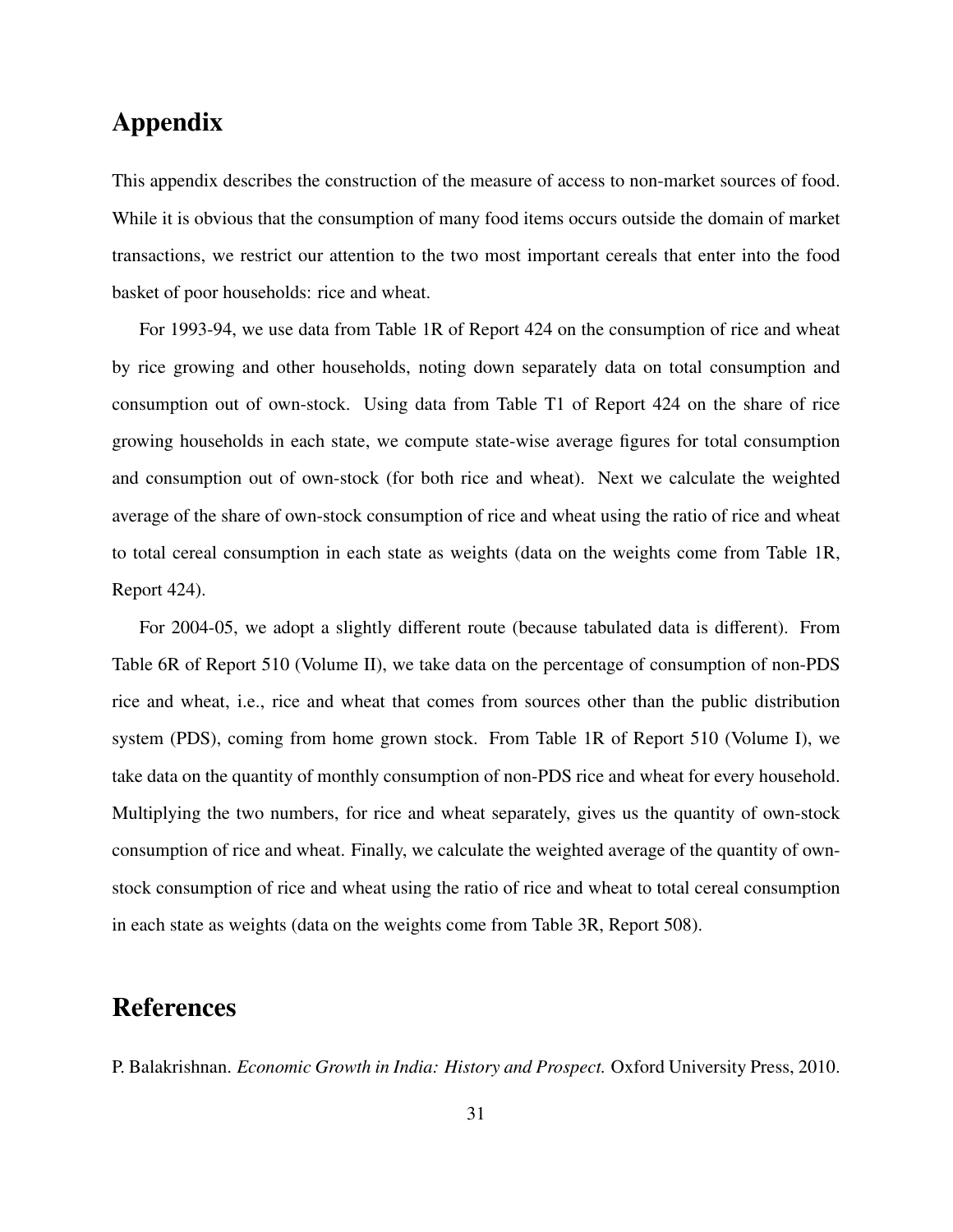# Appendix

This appendix describes the construction of the measure of access to non-market sources of food. While it is obvious that the consumption of many food items occurs outside the domain of market transactions, we restrict our attention to the two most important cereals that enter into the food basket of poor households: rice and wheat.

For 1993-94, we use data from Table 1R of Report 424 on the consumption of rice and wheat by rice growing and other households, noting down separately data on total consumption and consumption out of own-stock. Using data from Table T1 of Report 424 on the share of rice growing households in each state, we compute state-wise average figures for total consumption and consumption out of own-stock (for both rice and wheat). Next we calculate the weighted average of the share of own-stock consumption of rice and wheat using the ratio of rice and wheat to total cereal consumption in each state as weights (data on the weights come from Table 1R, Report 424).

For 2004-05, we adopt a slightly different route (because tabulated data is different). From Table 6R of Report 510 (Volume II), we take data on the percentage of consumption of non-PDS rice and wheat, i.e., rice and wheat that comes from sources other than the public distribution system (PDS), coming from home grown stock. From Table 1R of Report 510 (Volume I), we take data on the quantity of monthly consumption of non-PDS rice and wheat for every household. Multiplying the two numbers, for rice and wheat separately, gives us the quantity of own-stock consumption of rice and wheat. Finally, we calculate the weighted average of the quantity of own-stock consumption of rice and wheat using the ratio of rice and wheat to total cereal consumption in each state as weights (data on the weights come from Table 3R, Report 508).

# References

P. Balakrishnan. *Economic Growth in India: History and Prospect.* Oxford University Press, 2010.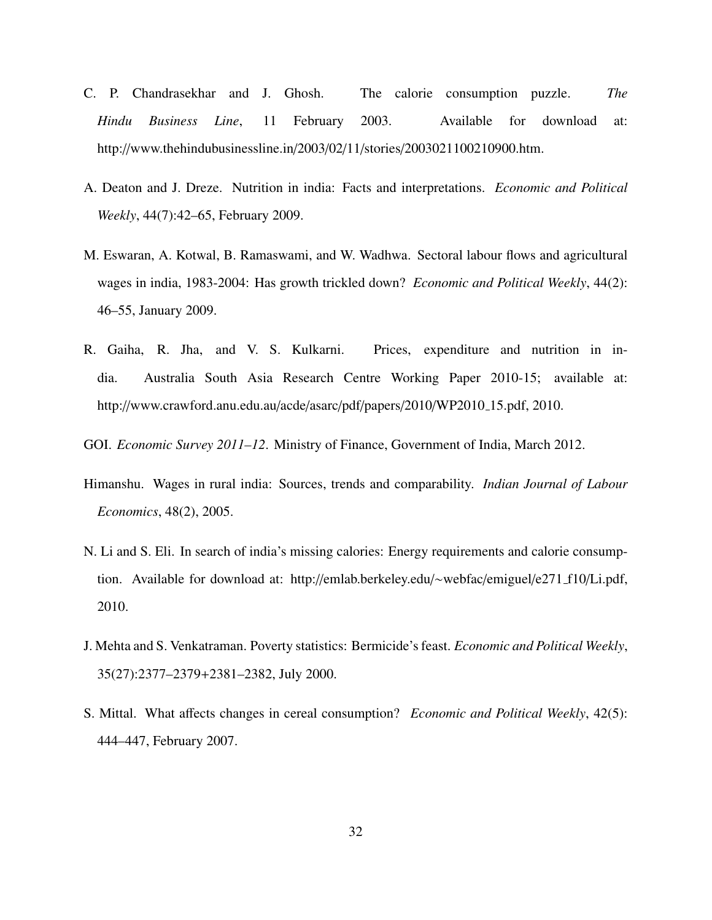C. P. Chandrasekhar and J. Ghosh. The calorie consumption puzzle. *The Hindu Business Line*, 11 February 2003. Available for download at: http://www.thehindubusinessline.in/2003/02/11/stories/2003021100210900.htm.

A. Deaton and J. Dreze. Nutrition in india: Facts and interpretations. *Economic and Political Weekly*, 44(7):42–65, February 2009.

M. Eswaran, A. Kotwal, B. Ramaswami, and W. Wadhwa. Sectoral labour flows and agricultural wages in india, 1983-2004: Has growth trickled down? *Economic and Political Weekly*, 44(2): 46–55, January 2009.

R. Gaiha, R. Jha, and V. S. Kulkarni. Prices, expenditure and nutrition in india. Australia South Asia Research Centre Working Paper 2010-15; available at: http://www.crawford.anu.edu.au/acde/asarc/pdf/papers/2010/WP2010_15.pdf, 2010.

GOI. *Economic Survey 2011–12*. Ministry of Finance, Government of India, March 2012.

Himanshu. Wages in rural india: Sources, trends and comparability. *Indian Journal of Labour Economics*, 48(2), 2005.

N. Li and S. Eli. In search of india's missing calories: Energy requirements and calorie consumption. Available for download at: http://emlab.berkeley.edu/~webfac/emiguel/e271_f10/Li.pdf, 2010.

J. Mehta and S. Venkatraman. Poverty statistics: Bermicide's feast. *Economic and Political Weekly*, 35(27):2377–2379+2381–2382, July 2000.

S. Mittal. What affects changes in cereal consumption? *Economic and Political Weekly*, 42(5): 444–447, February 2007.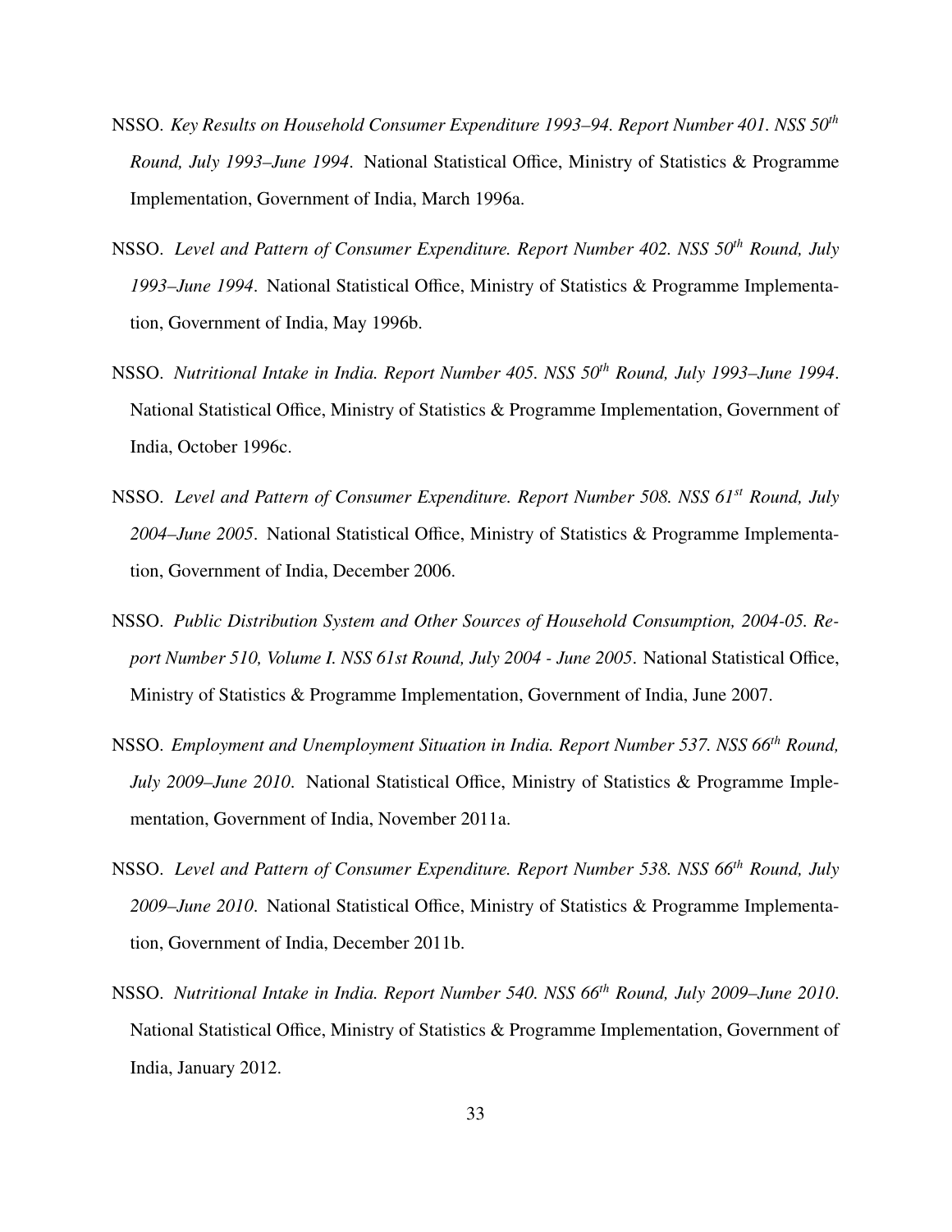NSSO. *Key Results on Household Consumer Expenditure 1993–94. Report Number 401. NSS 50th Round, July 1993–June 1994*. National Statistical Office, Ministry of Statistics & Programme Implementation, Government of India, March 1996a.

NSSO. *Level and Pattern of Consumer Expenditure. Report Number 402. NSS 50th Round, July 1993–June 1994*. National Statistical Office, Ministry of Statistics & Programme Implementation, Government of India, May 1996b.

NSSO. *Nutritional Intake in India. Report Number 405. NSS 50th Round, July 1993–June 1994*. National Statistical Office, Ministry of Statistics & Programme Implementation, Government of India, October 1996c.

NSSO. *Level and Pattern of Consumer Expenditure. Report Number 508. NSS 61st Round, July 2004–June 2005*. National Statistical Office, Ministry of Statistics & Programme Implementation, Government of India, December 2006.

NSSO. *Public Distribution System and Other Sources of Household Consumption, 2004-05. Report Number 510, Volume I. NSS 61st Round, July 2004 - June 2005*. National Statistical Office, Ministry of Statistics & Programme Implementation, Government of India, June 2007.

NSSO. *Employment and Unemployment Situation in India. Report Number 537. NSS 66th Round, July 2009–June 2010*. National Statistical Office, Ministry of Statistics & Programme Implementation, Government of India, November 2011a.

NSSO. *Level and Pattern of Consumer Expenditure. Report Number 538. NSS 66th Round, July 2009–June 2010*. National Statistical Office, Ministry of Statistics & Programme Implementation, Government of India, December 2011b.

NSSO. *Nutritional Intake in India. Report Number 540. NSS 66th Round, July 2009–June 2010*. National Statistical Office, Ministry of Statistics & Programme Implementation, Government of India, January 2012.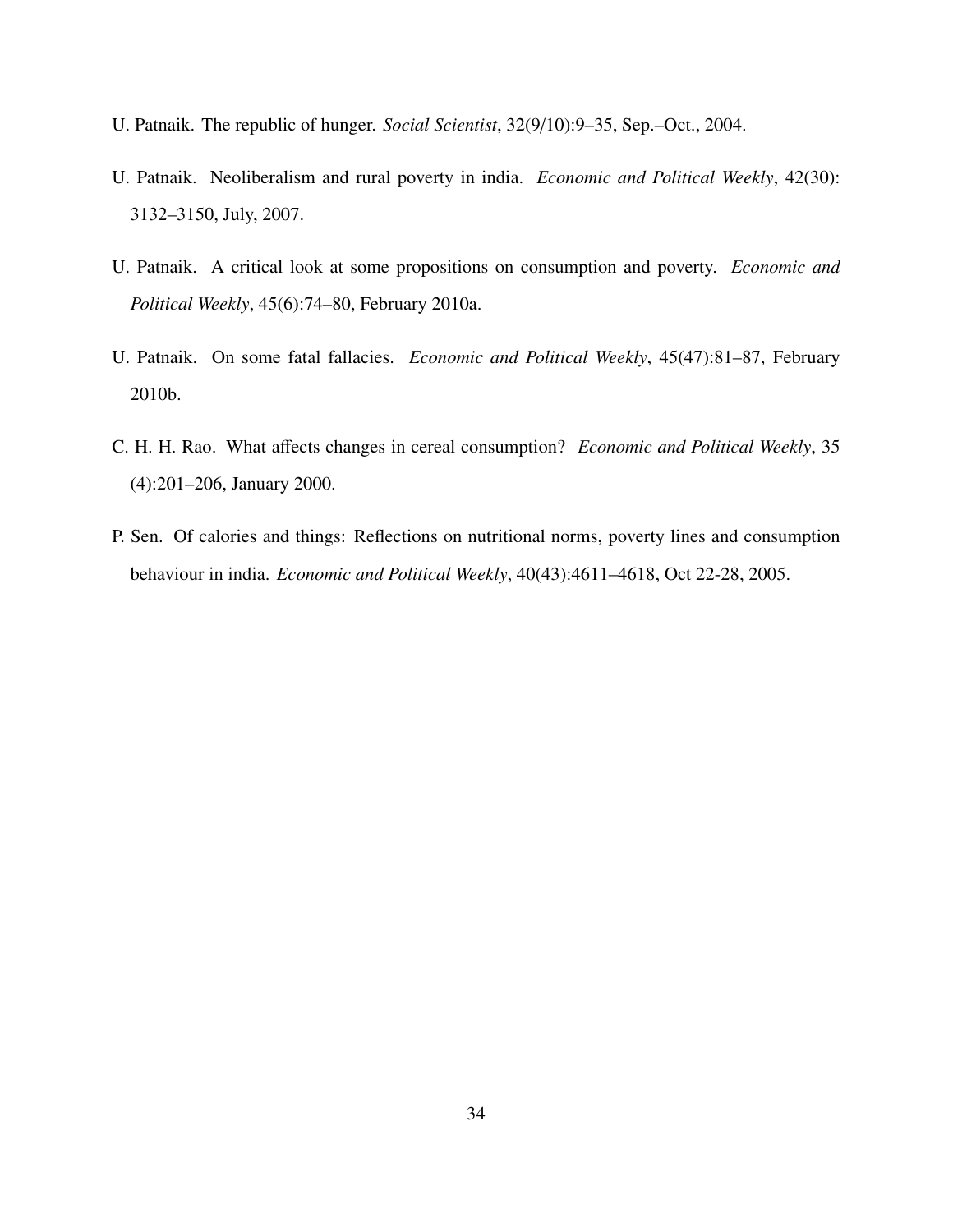U. Patnaik. The republic of hunger. *Social Scientist*, 32(9/10):9–35, Sep.–Oct., 2004.

U. Patnaik. Neoliberalism and rural poverty in india. *Economic and Political Weekly*, 42(30): 3132–3150, July, 2007.

U. Patnaik. A critical look at some propositions on consumption and poverty. *Economic and Political Weekly*, 45(6):74–80, February 2010a.

U. Patnaik. On some fatal fallacies. *Economic and Political Weekly*, 45(47):81–87, February 2010b.

C. H. H. Rao. What affects changes in cereal consumption? *Economic and Political Weekly*, 35 (4):201–206, January 2000.

P. Sen. Of calories and things: Reflections on nutritional norms, poverty lines and consumption behaviour in india. *Economic and Political Weekly*, 40(43):4611–4618, Oct 22-28, 2005.